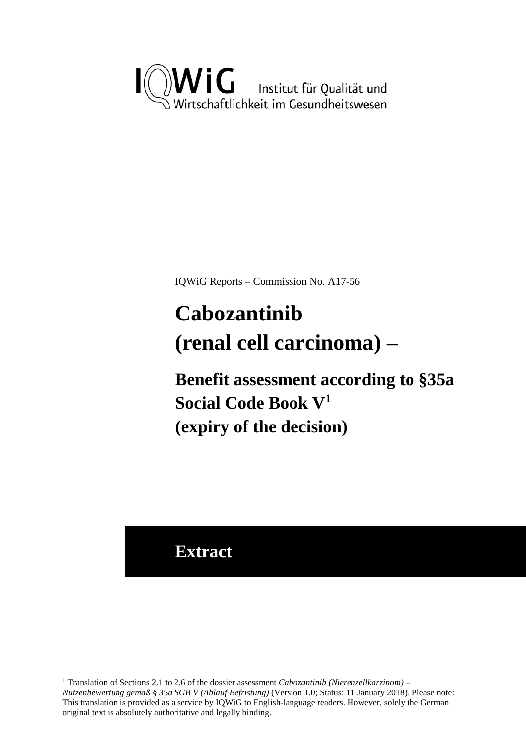IQWiG Institut für Qualität und Wirtschaftlichkeit im Gesundheitswesen

IQWiG Reports – Commission No. A17-56

# Cabozantinib (renal cell carcinoma) –

## Benefit assessment according to §35a Social Code Book V[1] (expiry of the decision)

## Extract

[1] Translation of Sections 2.1 to 2.6 of the dossier assessment *Cabozantinib (Nierenzellkarzinom) – Nutzenbewertung gemäß § 35a SGB V (Ablauf Befristung)* (Version 1.0; Status: 11 January 2018). Please note: This translation is provided as a service by IQWiG to English-language readers. However, solely the German original text is absolutely authoritative and legally binding.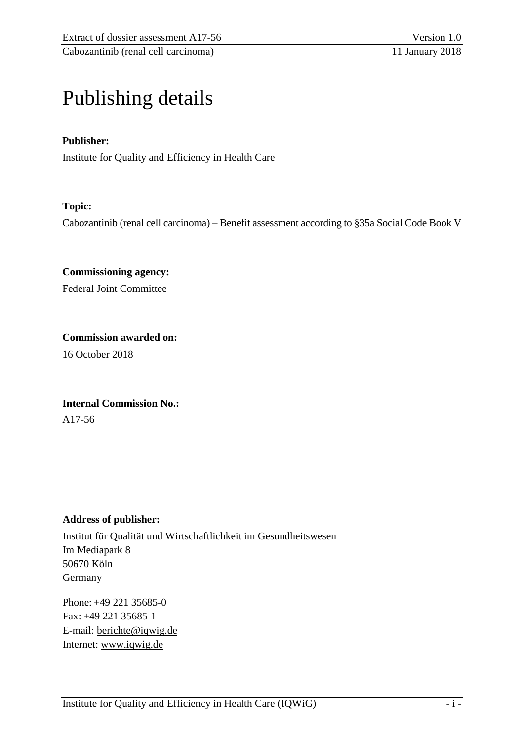# Publishing details

**Publisher:**

Institute for Quality and Efficiency in Health Care

**Topic:**

Cabozantinib (renal cell carcinoma) – Benefit assessment according to §35a Social Code Book V

**Commissioning agency:**

Federal Joint Committee

**Commission awarded on:**

16 October 2018

**Internal Commission No.:**

A17-56

**Address of publisher:**

Institut für Qualität und Wirtschaftlichkeit im Gesundheitswesen
Im Mediapark 8
50670 Köln
Germany

Phone: +49 221 35685-0
Fax: +49 221 35685-1
E-mail: berichte@iqwig.de
Internet: www.iqwig.de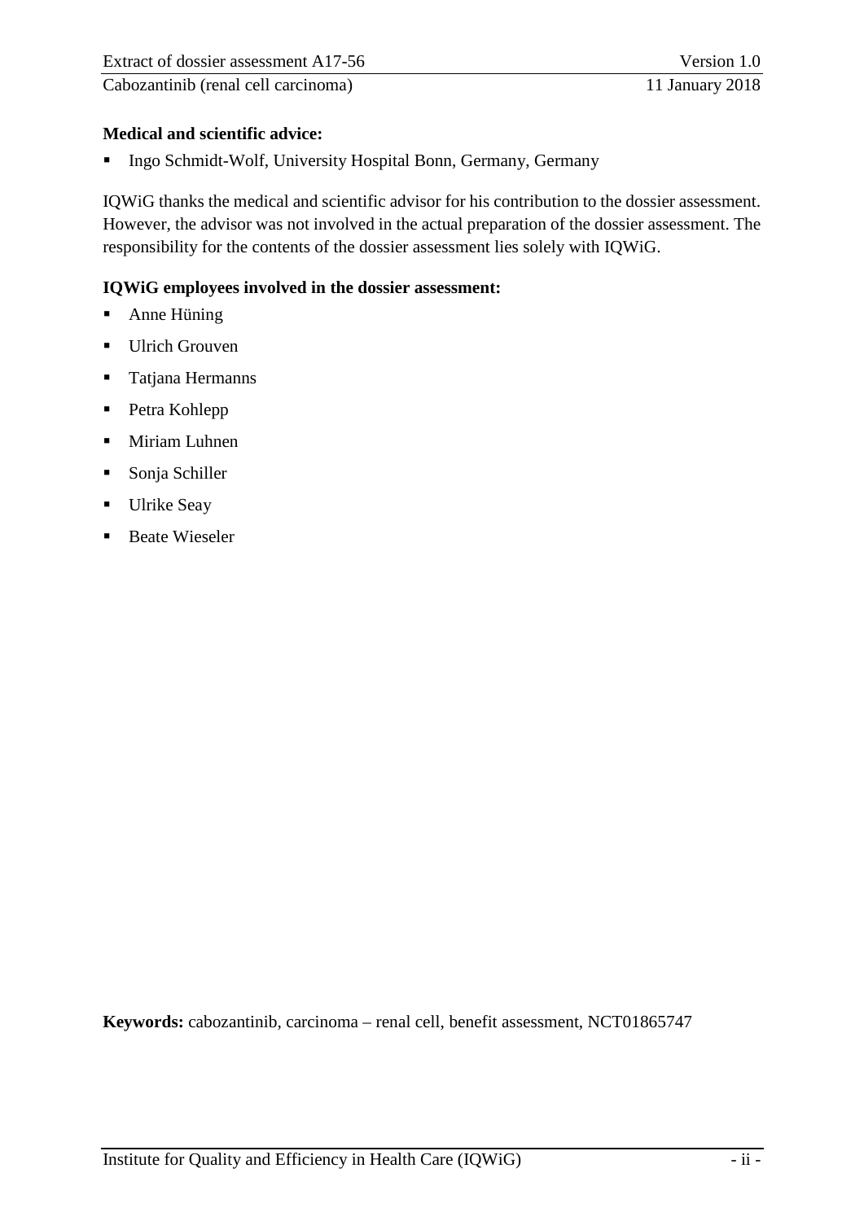**Medical and scientific advice:**

- Ingo Schmidt-Wolf, University Hospital Bonn, Germany, Germany

IQWiG thanks the medical and scientific advisor for his contribution to the dossier assessment. However, the advisor was not involved in the actual preparation of the dossier assessment. The responsibility for the contents of the dossier assessment lies solely with IQWiG.

**IQWiG employees involved in the dossier assessment:**

- Anne Hüning
- Ulrich Grouven
- Tatjana Hermanns
- Petra Kohlepp
- Miriam Luhnen
- Sonja Schiller
- Ulrike Seay
- Beate Wieseler

**Keywords:** cabozantinib, carcinoma – renal cell, benefit assessment, NCT01865747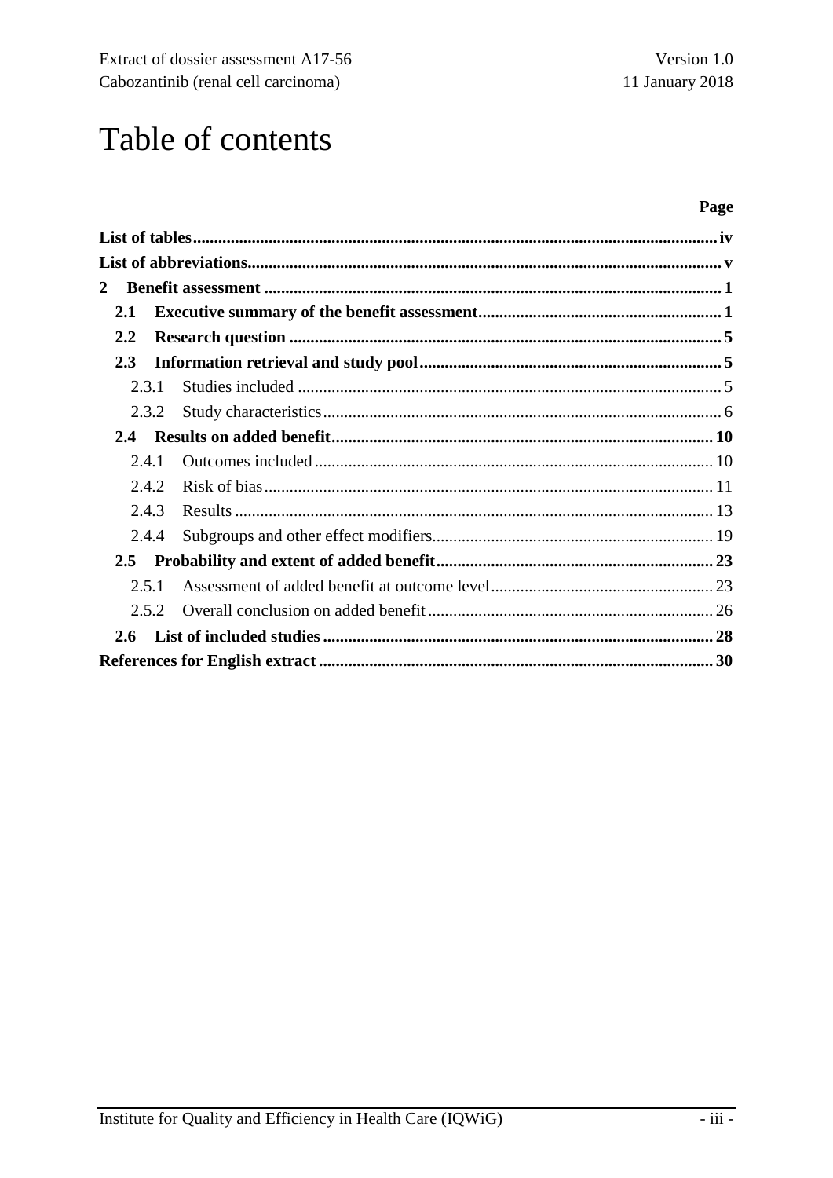# Table of contents

| | Page |
|---|---|
| **List of tables** | **iv** |
| **List of abbreviations** | **v** |
| **2 Benefit assessment** | **1** |
| **2.1 Executive summary of the benefit assessment** | **1** |
| **2.2 Research question** | **5** |
| **2.3 Information retrieval and study pool** | **5** |
| 2.3.1 Studies included | 5 |
| 2.3.2 Study characteristics | 6 |
| **2.4 Results on added benefit** | **10** |
| 2.4.1 Outcomes included | 10 |
| 2.4.2 Risk of bias | 11 |
| 2.4.3 Results | 13 |
| 2.4.4 Subgroups and other effect modifiers | 19 |
| **2.5 Probability and extent of added benefit** | **23** |
| 2.5.1 Assessment of added benefit at outcome level | 23 |
| 2.5.2 Overall conclusion on added benefit | 26 |
| **2.6 List of included studies** | **28** |
| **References for English extract** | **30** |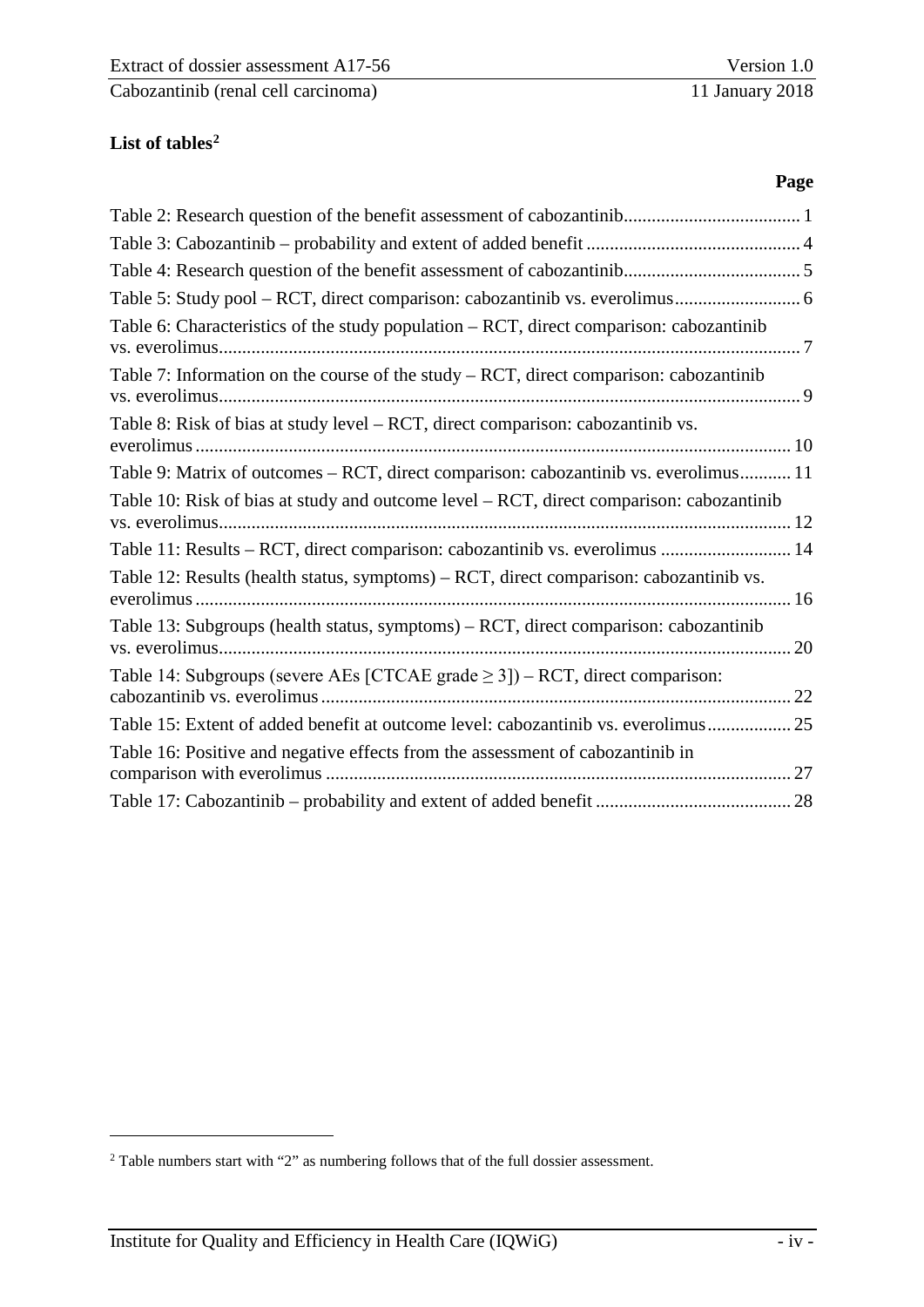**List of tables**[2]

**Page**

Table 2: Research question of the benefit assessment of cabozantinib ...................................... 1

Table 3: Cabozantinib – probability and extent of added benefit ............................................. 4

Table 4: Research question of the benefit assessment of cabozantinib ...................................... 5

Table 5: Study pool – RCT, direct comparison: cabozantinib vs. everolimus ........................... 6

Table 6: Characteristics of the study population – RCT, direct comparison: cabozantinib vs. everolimus ............................................................................................................................ 7

Table 7: Information on the course of the study – RCT, direct comparison: cabozantinib vs. everolimus ............................................................................................................................ 9

Table 8: Risk of bias at study level – RCT, direct comparison: cabozantinib vs. everolimus ............................................................................................................................ 10

Table 9: Matrix of outcomes – RCT, direct comparison: cabozantinib vs. everolimus ........... 11

Table 10: Risk of bias at study and outcome level – RCT, direct comparison: cabozantinib vs. everolimus ......................................................................................................................... 12

Table 11: Results – RCT, direct comparison: cabozantinib vs. everolimus ............................ 14

Table 12: Results (health status, symptoms) – RCT, direct comparison: cabozantinib vs. everolimus ............................................................................................................................ 16

Table 13: Subgroups (health status, symptoms) – RCT, direct comparison: cabozantinib vs. everolimus ......................................................................................................................... 20

Table 14: Subgroups (severe AEs [CTCAE grade ≥ 3]) – RCT, direct comparison: cabozantinib vs. everolimus .................................................................................................. 22

Table 15: Extent of added benefit at outcome level: cabozantinib vs. everolimus .................. 25

Table 16: Positive and negative effects from the assessment of cabozantinib in comparison with everolimus .................................................................................................. 27

Table 17: Cabozantinib – probability and extent of added benefit .......................................... 28

[2] Table numbers start with "2" as numbering follows that of the full dossier assessment.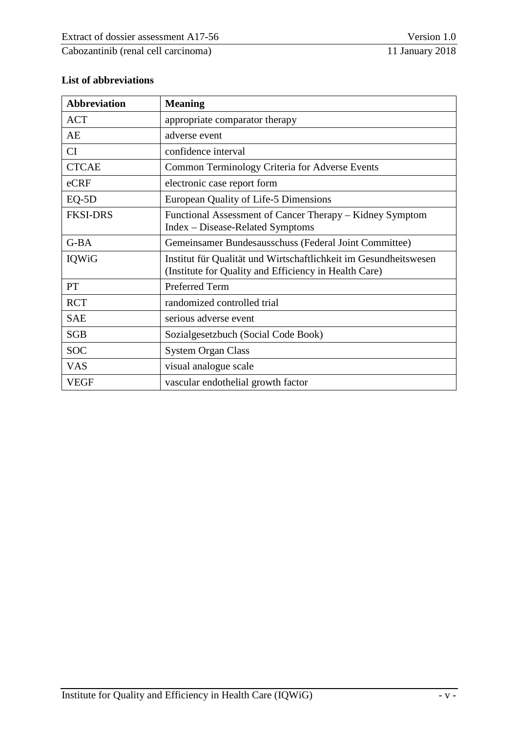## List of abbreviations

| Abbreviation | Meaning |
|---|---|
| ACT | appropriate comparator therapy |
| AE | adverse event |
| CI | confidence interval |
| CTCAE | Common Terminology Criteria for Adverse Events |
| eCRF | electronic case report form |
| EQ-5D | European Quality of Life-5 Dimensions |
| FKSI-DRS | Functional Assessment of Cancer Therapy – Kidney Symptom Index – Disease-Related Symptoms |
| G-BA | Gemeinsamer Bundesausschuss (Federal Joint Committee) |
| IQWiG | Institut für Qualität und Wirtschaftlichkeit im Gesundheitswesen (Institute for Quality and Efficiency in Health Care) |
| PT | Preferred Term |
| RCT | randomized controlled trial |
| SAE | serious adverse event |
| SGB | Sozialgesetzbuch (Social Code Book) |
| SOC | System Organ Class |
| VAS | visual analogue scale |
| VEGF | vascular endothelial growth factor |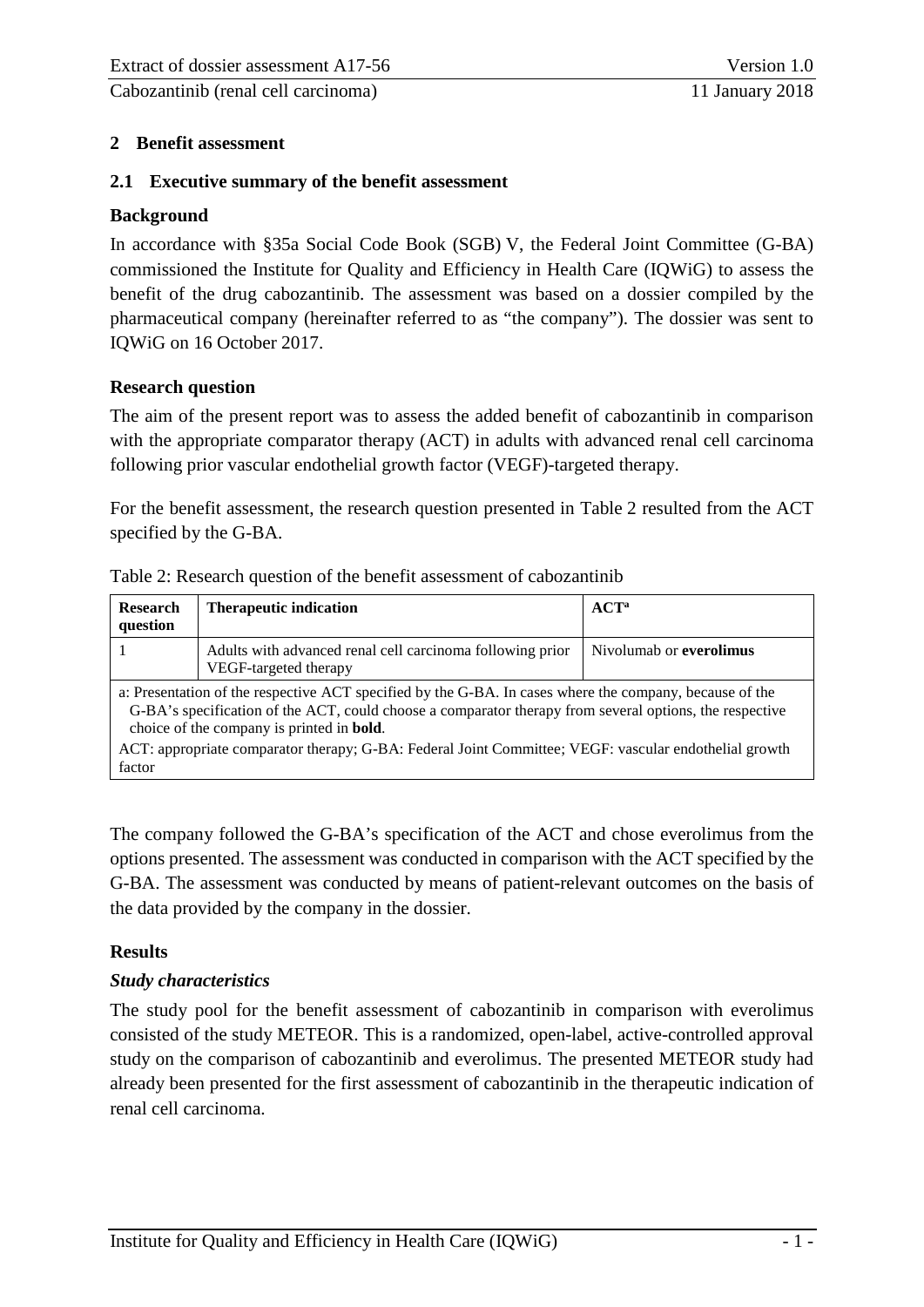## 2 Benefit assessment

### 2.1 Executive summary of the benefit assessment

**Background**

In accordance with §35a Social Code Book (SGB) V, the Federal Joint Committee (G-BA) commissioned the Institute for Quality and Efficiency in Health Care (IQWiG) to assess the benefit of the drug cabozantinib. The assessment was based on a dossier compiled by the pharmaceutical company (hereinafter referred to as "the company"). The dossier was sent to IQWiG on 16 October 2017.

**Research question**

The aim of the present report was to assess the added benefit of cabozantinib in comparison with the appropriate comparator therapy (ACT) in adults with advanced renal cell carcinoma following prior vascular endothelial growth factor (VEGF)-targeted therapy.

For the benefit assessment, the research question presented in Table 2 resulted from the ACT specified by the G-BA.

Table 2: Research question of the benefit assessment of cabozantinib

| Research question | Therapeutic indication | ACT[a] |
|---|---|---|
| 1 | Adults with advanced renal cell carcinoma following prior VEGF-targeted therapy | Nivolumab or **everolimus** |

a: Presentation of the respective ACT specified by the G-BA. In cases where the company, because of the G-BA's specification of the ACT, could choose a comparator therapy from several options, the respective choice of the company is printed in **bold**.
ACT: appropriate comparator therapy; G-BA: Federal Joint Committee; VEGF: vascular endothelial growth factor

The company followed the G-BA's specification of the ACT and chose everolimus from the options presented. The assessment was conducted in comparison with the ACT specified by the G-BA. The assessment was conducted by means of patient-relevant outcomes on the basis of the data provided by the company in the dossier.

**Results**

***Study characteristics***

The study pool for the benefit assessment of cabozantinib in comparison with everolimus consisted of the study METEOR. This is a randomized, open-label, active-controlled approval study on the comparison of cabozantinib and everolimus. The presented METEOR study had already been presented for the first assessment of cabozantinib in the therapeutic indication of renal cell carcinoma.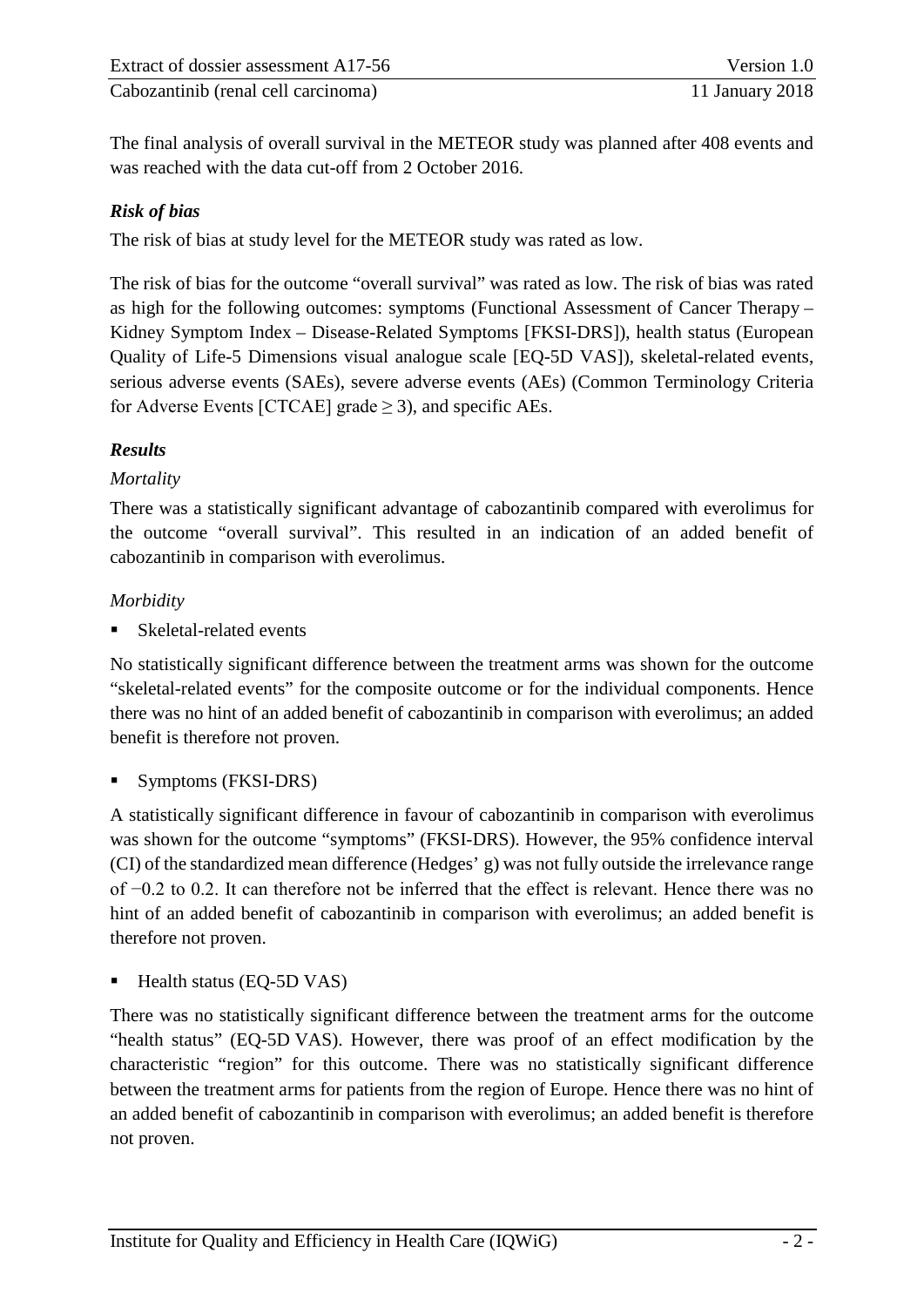The final analysis of overall survival in the METEOR study was planned after 408 events and was reached with the data cut-off from 2 October 2016.

***Risk of bias***

The risk of bias at study level for the METEOR study was rated as low.

The risk of bias for the outcome "overall survival" was rated as low. The risk of bias was rated as high for the following outcomes: symptoms (Functional Assessment of Cancer Therapy – Kidney Symptom Index – Disease-Related Symptoms [FKSI-DRS]), health status (European Quality of Life-5 Dimensions visual analogue scale [EQ-5D VAS]), skeletal-related events, serious adverse events (SAEs), severe adverse events (AEs) (Common Terminology Criteria for Adverse Events [CTCAE] grade ≥ 3), and specific AEs.

***Results***

*Mortality*

There was a statistically significant advantage of cabozantinib compared with everolimus for the outcome "overall survival". This resulted in an indication of an added benefit of cabozantinib in comparison with everolimus.

*Morbidity*

- Skeletal-related events

No statistically significant difference between the treatment arms was shown for the outcome "skeletal-related events" for the composite outcome or for the individual components. Hence there was no hint of an added benefit of cabozantinib in comparison with everolimus; an added benefit is therefore not proven.

- Symptoms (FKSI-DRS)

A statistically significant difference in favour of cabozantinib in comparison with everolimus was shown for the outcome "symptoms" (FKSI-DRS). However, the 95% confidence interval (CI) of the standardized mean difference (Hedges' g) was not fully outside the irrelevance range of −0.2 to 0.2. It can therefore not be inferred that the effect is relevant. Hence there was no hint of an added benefit of cabozantinib in comparison with everolimus; an added benefit is therefore not proven.

- Health status (EQ-5D VAS)

There was no statistically significant difference between the treatment arms for the outcome "health status" (EQ-5D VAS). However, there was proof of an effect modification by the characteristic "region" for this outcome. There was no statistically significant difference between the treatment arms for patients from the region of Europe. Hence there was no hint of an added benefit of cabozantinib in comparison with everolimus; an added benefit is therefore not proven.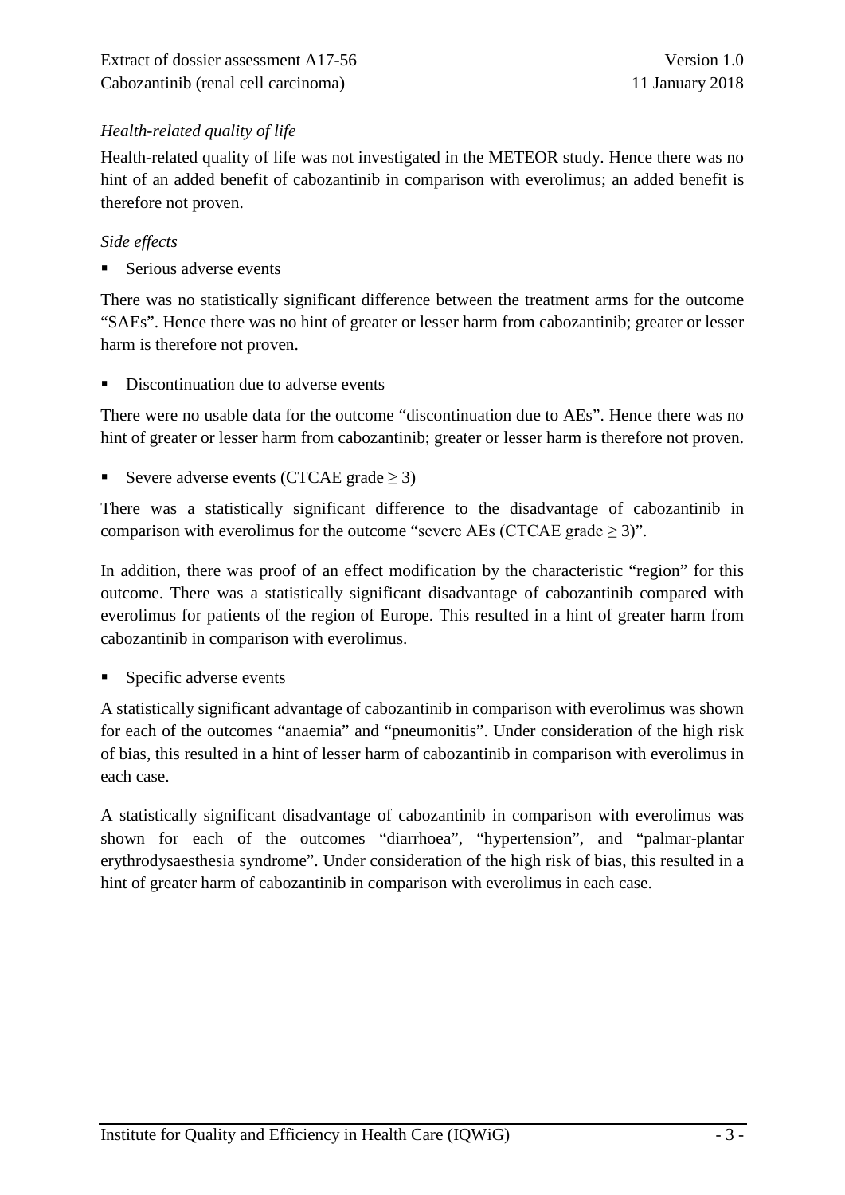*Health-related quality of life*

Health-related quality of life was not investigated in the METEOR study. Hence there was no hint of an added benefit of cabozantinib in comparison with everolimus; an added benefit is therefore not proven.

*Side effects*

- Serious adverse events

There was no statistically significant difference between the treatment arms for the outcome “SAEs”. Hence there was no hint of greater or lesser harm from cabozantinib; greater or lesser harm is therefore not proven.

- Discontinuation due to adverse events

There were no usable data for the outcome “discontinuation due to AEs”. Hence there was no hint of greater or lesser harm from cabozantinib; greater or lesser harm is therefore not proven.

- Severe adverse events (CTCAE grade $\geq 3$)

There was a statistically significant difference to the disadvantage of cabozantinib in comparison with everolimus for the outcome “severe AEs (CTCAE grade $\geq 3$)”.

In addition, there was proof of an effect modification by the characteristic “region” for this outcome. There was a statistically significant disadvantage of cabozantinib compared with everolimus for patients of the region of Europe. This resulted in a hint of greater harm from cabozantinib in comparison with everolimus.

- Specific adverse events

A statistically significant advantage of cabozantinib in comparison with everolimus was shown for each of the outcomes “anaemia” and “pneumonitis”. Under consideration of the high risk of bias, this resulted in a hint of lesser harm of cabozantinib in comparison with everolimus in each case.

A statistically significant disadvantage of cabozantinib in comparison with everolimus was shown for each of the outcomes “diarrhoea”, “hypertension”, and “palmar-plantar erythrodysaesthesia syndrome”. Under consideration of the high risk of bias, this resulted in a hint of greater harm of cabozantinib in comparison with everolimus in each case.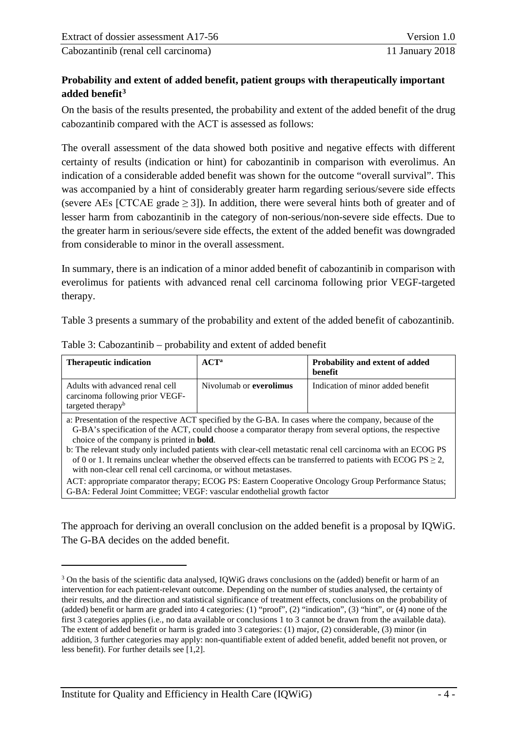**Probability and extent of added benefit, patient groups with therapeutically important added benefit**[3]

On the basis of the results presented, the probability and extent of the added benefit of the drug cabozantinib compared with the ACT is assessed as follows:

The overall assessment of the data showed both positive and negative effects with different certainty of results (indication or hint) for cabozantinib in comparison with everolimus. An indication of a considerable added benefit was shown for the outcome "overall survival". This was accompanied by a hint of considerably greater harm regarding serious/severe side effects (severe AEs [CTCAE grade ≥ 3]). In addition, there were several hints both of greater and of lesser harm from cabozantinib in the category of non-serious/non-severe side effects. Due to the greater harm in serious/severe side effects, the extent of the added benefit was downgraded from considerable to minor in the overall assessment.

In summary, there is an indication of a minor added benefit of cabozantinib in comparison with everolimus for patients with advanced renal cell carcinoma following prior VEGF-targeted therapy.

Table 3 presents a summary of the probability and extent of the added benefit of cabozantinib.

Table 3: Cabozantinib – probability and extent of added benefit

| Therapeutic indication | ACT[a] | Probability and extent of added benefit |
|---|---|---|
| Adults with advanced renal cell carcinoma following prior VEGF-targeted therapy[b] | Nivolumab or **everolimus** | Indication of minor added benefit |

a: Presentation of the respective ACT specified by the G-BA. In cases where the company, because of the G-BA's specification of the ACT, could choose a comparator therapy from several options, the respective choice of the company is printed in **bold**.
b: The relevant study only included patients with clear-cell metastatic renal cell carcinoma with an ECOG PS of 0 or 1. It remains unclear whether the observed effects can be transferred to patients with ECOG PS ≥ 2, with non-clear cell renal cell carcinoma, or without metastases.
ACT: appropriate comparator therapy; ECOG PS: Eastern Cooperative Oncology Group Performance Status; G-BA: Federal Joint Committee; VEGF: vascular endothelial growth factor

The approach for deriving an overall conclusion on the added benefit is a proposal by IQWiG. The G-BA decides on the added benefit.

[3] On the basis of the scientific data analysed, IQWiG draws conclusions on the (added) benefit or harm of an intervention for each patient-relevant outcome. Depending on the number of studies analysed, the certainty of their results, and the direction and statistical significance of treatment effects, conclusions on the probability of (added) benefit or harm are graded into 4 categories: (1) "proof", (2) "indication", (3) "hint", or (4) none of the first 3 categories applies (i.e., no data available or conclusions 1 to 3 cannot be drawn from the available data). The extent of added benefit or harm is graded into 3 categories: (1) major, (2) considerable, (3) minor (in addition, 3 further categories may apply: non-quantifiable extent of added benefit, added benefit not proven, or less benefit). For further details see [1,2].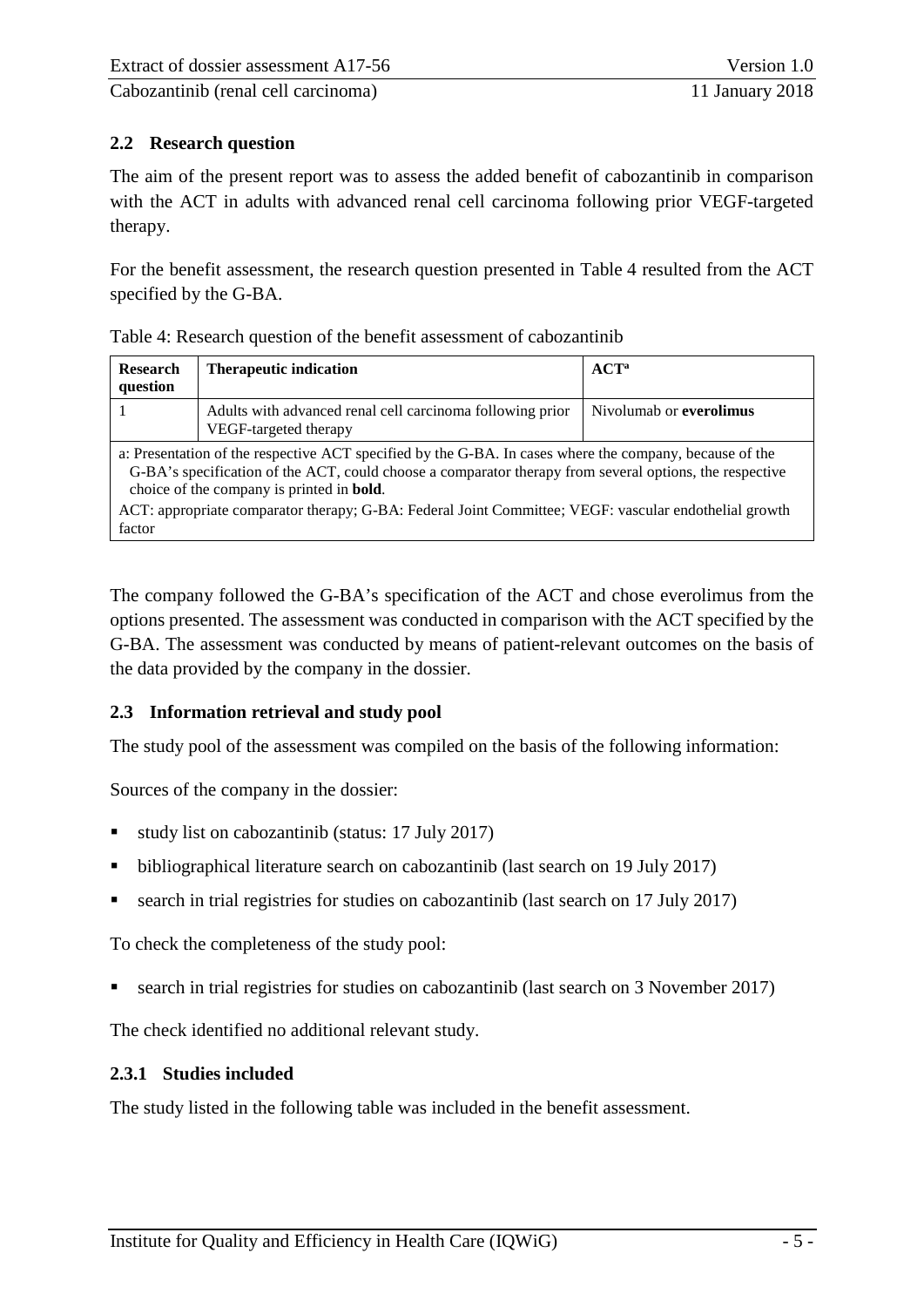## 2.2 Research question

The aim of the present report was to assess the added benefit of cabozantinib in comparison with the ACT in adults with advanced renal cell carcinoma following prior VEGF-targeted therapy.

For the benefit assessment, the research question presented in Table 4 resulted from the ACT specified by the G-BA.

Table 4: Research question of the benefit assessment of cabozantinib

| Research question | Therapeutic indication | ACT[a] |
|---|---|---|
| 1 | Adults with advanced renal cell carcinoma following prior VEGF-targeted therapy | Nivolumab or **everolimus** |
| a: Presentation of the respective ACT specified by the G-BA. In cases where the company, because of the G-BA's specification of the ACT, could choose a comparator therapy from several options, the respective choice of the company is printed in **bold**. <br> ACT: appropriate comparator therapy; G-BA: Federal Joint Committee; VEGF: vascular endothelial growth factor | | |

The company followed the G-BA's specification of the ACT and chose everolimus from the options presented. The assessment was conducted in comparison with the ACT specified by the G-BA. The assessment was conducted by means of patient-relevant outcomes on the basis of the data provided by the company in the dossier.

## 2.3 Information retrieval and study pool

The study pool of the assessment was compiled on the basis of the following information:

Sources of the company in the dossier:

- study list on cabozantinib (status: 17 July 2017)
- bibliographical literature search on cabozantinib (last search on 19 July 2017)
- search in trial registries for studies on cabozantinib (last search on 17 July 2017)

To check the completeness of the study pool:

- search in trial registries for studies on cabozantinib (last search on 3 November 2017)

The check identified no additional relevant study.

### 2.3.1 Studies included

The study listed in the following table was included in the benefit assessment.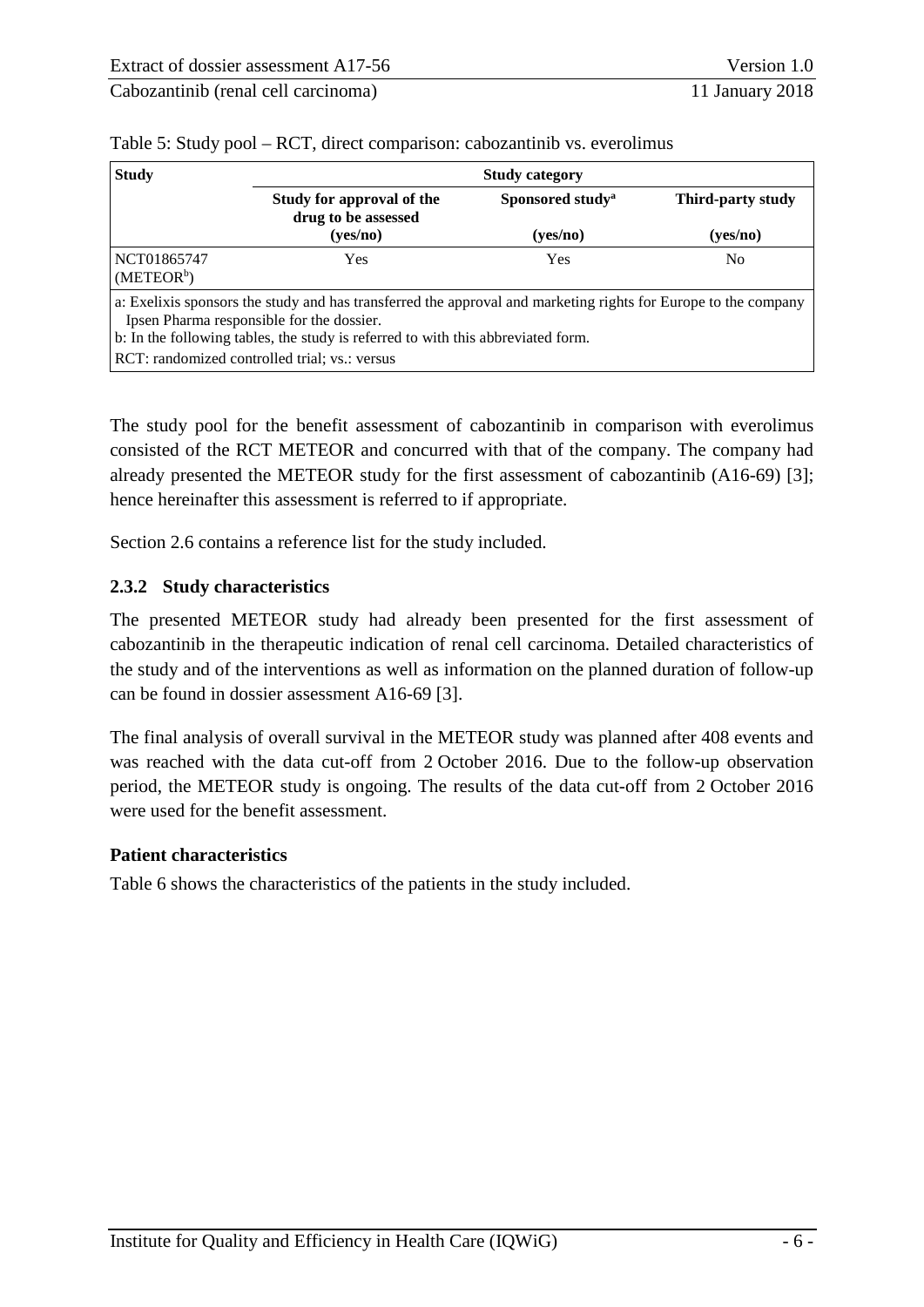Table 5: Study pool – RCT, direct comparison: cabozantinib vs. everolimus

| Study | Study category | | |
|---|---|---|---|
| | Study for approval of the drug to be assessed (yes/no) | Sponsored study[a] (yes/no) | Third-party study (yes/no) |
| NCT01865747 (METEOR[b]) | Yes | Yes | No |

a: Exelixis sponsors the study and has transferred the approval and marketing rights for Europe to the company Ipsen Pharma responsible for the dossier.
b: In the following tables, the study is referred to with this abbreviated form.
RCT: randomized controlled trial; vs.: versus

The study pool for the benefit assessment of cabozantinib in comparison with everolimus consisted of the RCT METEOR and concurred with that of the company. The company had already presented the METEOR study for the first assessment of cabozantinib (A16-69) [3]; hence hereinafter this assessment is referred to if appropriate.

Section 2.6 contains a reference list for the study included.

### 2.3.2 Study characteristics

The presented METEOR study had already been presented for the first assessment of cabozantinib in the therapeutic indication of renal cell carcinoma. Detailed characteristics of the study and of the interventions as well as information on the planned duration of follow-up can be found in dossier assessment A16-69 [3].

The final analysis of overall survival in the METEOR study was planned after 408 events and was reached with the data cut-off from 2 October 2016. Due to the follow-up observation period, the METEOR study is ongoing. The results of the data cut-off from 2 October 2016 were used for the benefit assessment.

**Patient characteristics**

Table 6 shows the characteristics of the patients in the study included.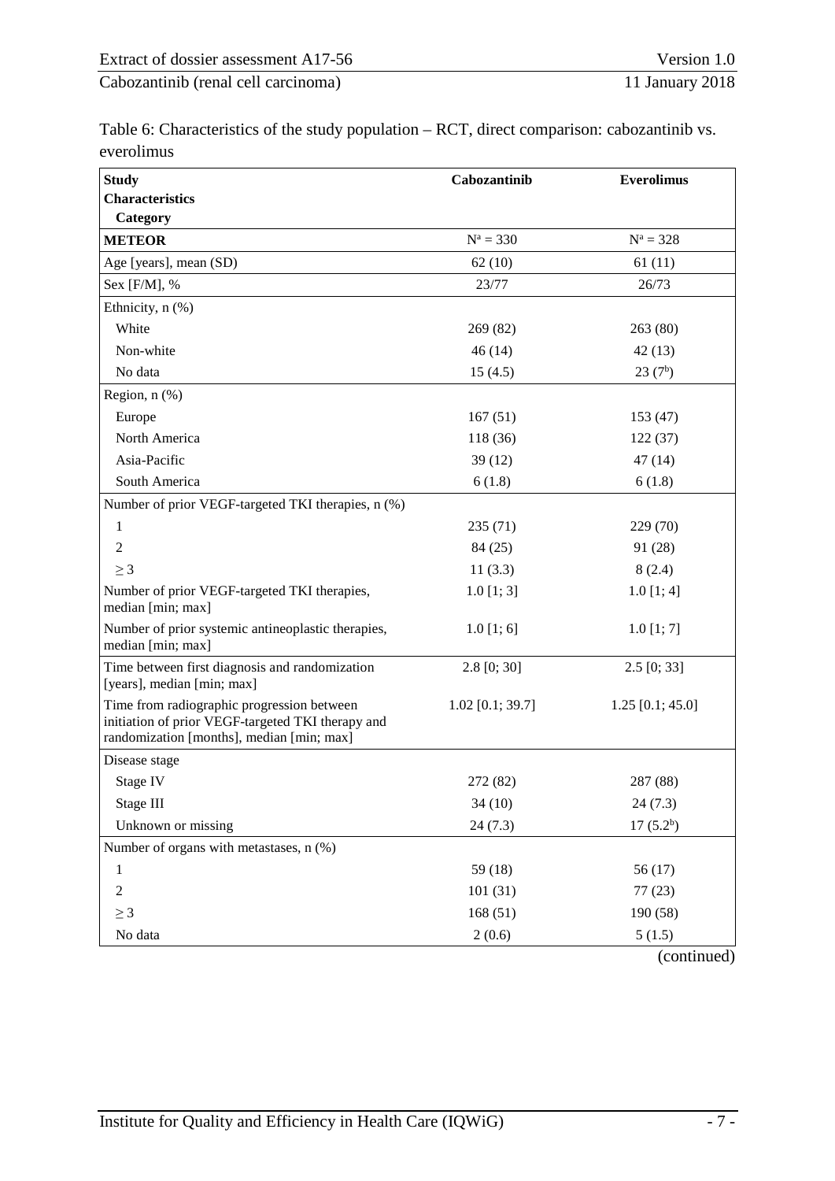Table 6: Characteristics of the study population – RCT, direct comparison: cabozantinib vs. everolimus

| Study<br>Characteristics<br>Category | Cabozantinib | Everolimus |
|---|---|---|
| **METEOR** | N[a] = 330 | N[a] = 328 |
| Age [years], mean (SD) | 62 (10) | 61 (11) |
| Sex [F/M], % | 23/77 | 26/73 |
| Ethnicity, n (%) | | |
| White | 269 (82) | 263 (80) |
| Non-white | 46 (14) | 42 (13) |
| No data | 15 (4.5) | 23 (7[b]) |
| Region, n (%) | | |
| Europe | 167 (51) | 153 (47) |
| North America | 118 (36) | 122 (37) |
| Asia-Pacific | 39 (12) | 47 (14) |
| South America | 6 (1.8) | 6 (1.8) |
| Number of prior VEGF-targeted TKI therapies, n (%) | | |
| 1 | 235 (71) | 229 (70) |
| 2 | 84 (25) | 91 (28) |
| ≥ 3 | 11 (3.3) | 8 (2.4) |
| Number of prior VEGF-targeted TKI therapies, median [min; max] | 1.0 [1; 3] | 1.0 [1; 4] |
| Number of prior systemic antineoplastic therapies, median [min; max] | 1.0 [1; 6] | 1.0 [1; 7] |
| Time between first diagnosis and randomization [years], median [min; max] | 2.8 [0; 30] | 2.5 [0; 33] |
| Time from radiographic progression between initiation of prior VEGF-targeted TKI therapy and randomization [months], median [min; max] | 1.02 [0.1; 39.7] | 1.25 [0.1; 45.0] |
| Disease stage | | |
| Stage IV | 272 (82) | 287 (88) |
| Stage III | 34 (10) | 24 (7.3) |
| Unknown or missing | 24 (7.3) | 17 (5.2[b]) |
| Number of organs with metastases, n (%) | | |
| 1 | 59 (18) | 56 (17) |
| 2 | 101 (31) | 77 (23) |
| ≥ 3 | 168 (51) | 190 (58) |
| No data | 2 (0.6) | 5 (1.5) |

(continued)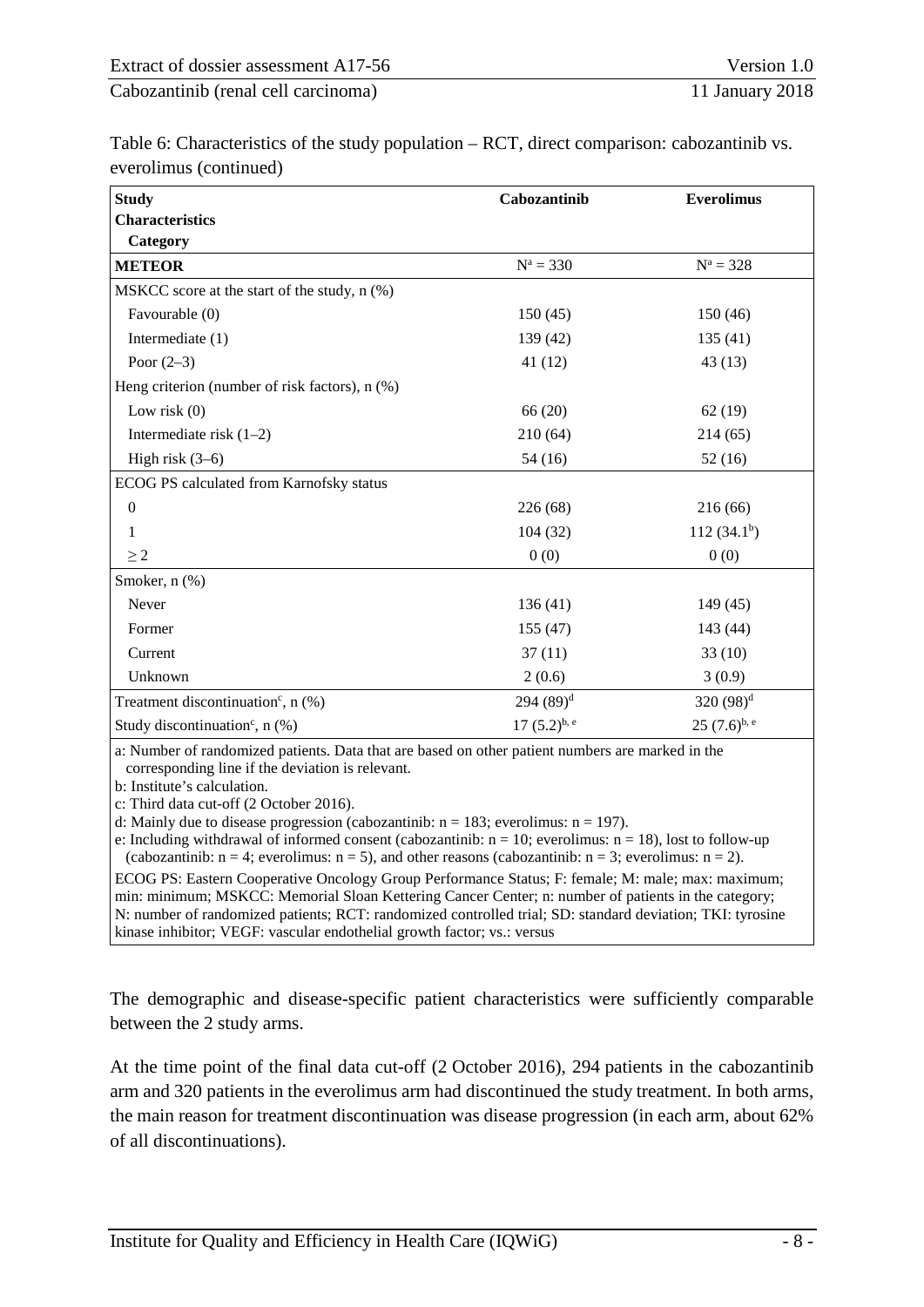Table 6: Characteristics of the study population – RCT, direct comparison: cabozantinib vs. everolimus (continued)

| Study<br>Characteristics<br>Category | Cabozantinib | Everolimus |
|---|---|---|
| **METEOR** | N[a] = 330 | N[a] = 328 |
| MSKCC score at the start of the study, n (%) | | |
| Favourable (0) | 150 (45) | 150 (46) |
| Intermediate (1) | 139 (42) | 135 (41) |
| Poor (2–3) | 41 (12) | 43 (13) |
| Heng criterion (number of risk factors), n (%) | | |
| Low risk (0) | 66 (20) | 62 (19) |
| Intermediate risk (1–2) | 210 (64) | 214 (65) |
| High risk (3–6) | 54 (16) | 52 (16) |
| ECOG PS calculated from Karnofsky status | | |
| 0 | 226 (68) | 216 (66) |
| 1 | 104 (32) | 112 (34.1[b]) |
| ≥ 2 | 0 (0) | 0 (0) |
| Smoker, n (%) | | |
| Never | 136 (41) | 149 (45) |
| Former | 155 (47) | 143 (44) |
| Current | 37 (11) | 33 (10) |
| Unknown | 2 (0.6) | 3 (0.9) |
| Treatment discontinuation[c], n (%) | 294 (89)[d] | 320 (98)[d] |
| Study discontinuation[c], n (%) | 17 (5.2)[b, e] | 25 (7.6)[b, e] |

a: Number of randomized patients. Data that are based on other patient numbers are marked in the corresponding line if the deviation is relevant.
b: Institute's calculation.
c: Third data cut-off (2 October 2016).
d: Mainly due to disease progression (cabozantinib: n = 183; everolimus: n = 197).
e: Including withdrawal of informed consent (cabozantinib: n = 10; everolimus: n = 18), lost to follow-up (cabozantinib: n = 4; everolimus: n = 5), and other reasons (cabozantinib: n = 3; everolimus: n = 2).
ECOG PS: Eastern Cooperative Oncology Group Performance Status; F: female; M: male; max: maximum; min: minimum; MSKCC: Memorial Sloan Kettering Cancer Center; n: number of patients in the category; N: number of randomized patients; RCT: randomized controlled trial; SD: standard deviation; TKI: tyrosine kinase inhibitor; VEGF: vascular endothelial growth factor; vs.: versus

The demographic and disease-specific patient characteristics were sufficiently comparable between the 2 study arms.

At the time point of the final data cut-off (2 October 2016), 294 patients in the cabozantinib arm and 320 patients in the everolimus arm had discontinued the study treatment. In both arms, the main reason for treatment discontinuation was disease progression (in each arm, about 62% of all discontinuations).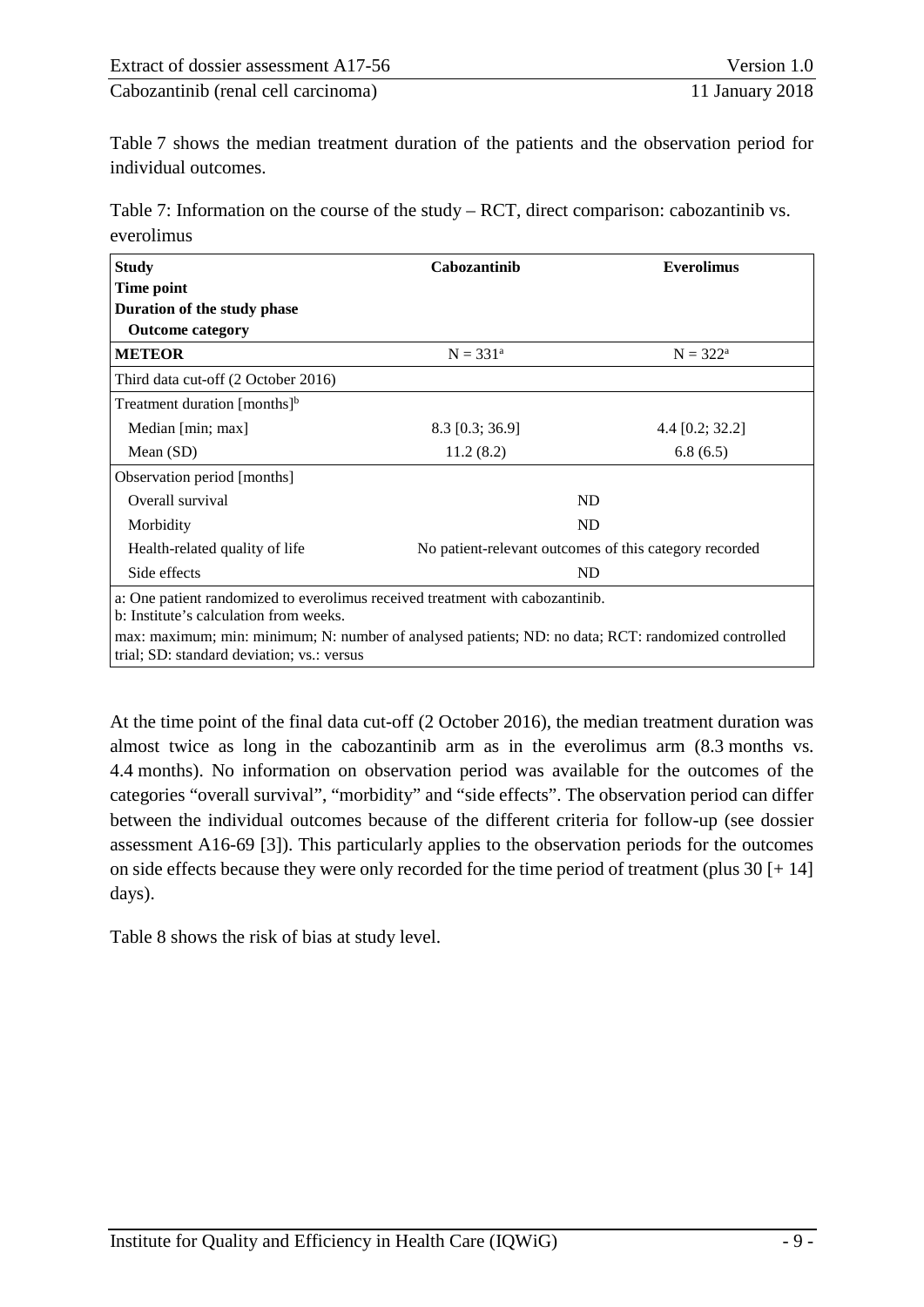Table 7 shows the median treatment duration of the patients and the observation period for individual outcomes.

Table 7: Information on the course of the study – RCT, direct comparison: cabozantinib vs. everolimus

| **Study**<br>**Time point**<br>**Duration of the study phase**<br>**Outcome category** | **Cabozantinib** | **Everolimus** |
|---|---|---|
| **METEOR** | N = 331[a] | N = 322[a] |
| Third data cut-off (2 October 2016) | | |
| Treatment duration [months][b] | | |
| Median [min; max] | 8.3 [0.3; 36.9] | 4.4 [0.2; 32.2] |
| Mean (SD) | 11.2 (8.2) | 6.8 (6.5) |
| Observation period [months] | | |
| Overall survival | ND | |
| Morbidity | ND | |
| Health-related quality of life | No patient-relevant outcomes of this category recorded | |
| Side effects | ND | |

a: One patient randomized to everolimus received treatment with cabozantinib.
b: Institute's calculation from weeks.
max: maximum; min: minimum; N: number of analysed patients; ND: no data; RCT: randomized controlled trial; SD: standard deviation; vs.: versus

At the time point of the final data cut-off (2 October 2016), the median treatment duration was almost twice as long in the cabozantinib arm as in the everolimus arm (8.3 months vs. 4.4 months). No information on observation period was available for the outcomes of the categories "overall survival", "morbidity" and "side effects". The observation period can differ between the individual outcomes because of the different criteria for follow-up (see dossier assessment A16-69 [3]). This particularly applies to the observation periods for the outcomes on side effects because they were only recorded for the time period of treatment (plus 30 [+ 14] days).

Table 8 shows the risk of bias at study level.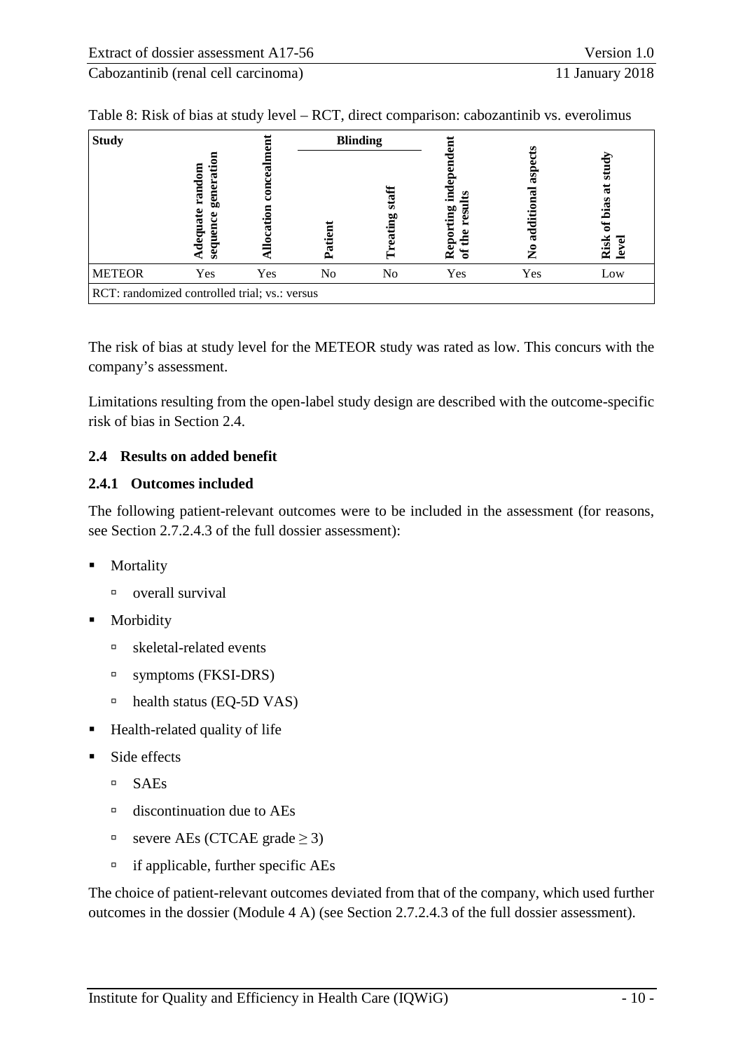Table 8: Risk of bias at study level – RCT, direct comparison: cabozantinib vs. everolimus

| Study | Adequate random sequence generation | Allocation concealment | Blinding | | Reporting independent of the results | No additional aspects | Risk of bias at study level |
|---|---|---|---|---|---|---|---|
| | | | Patient | Treating staff | | | |
| METEOR | Yes | Yes | No | No | Yes | Yes | Low |
| RCT: randomized controlled trial; vs.: versus | | | | | | | |

The risk of bias at study level for the METEOR study was rated as low. This concurs with the company's assessment.

Limitations resulting from the open-label study design are described with the outcome-specific risk of bias in Section 2.4.

## 2.4 Results on added benefit

### 2.4.1 Outcomes included

The following patient-relevant outcomes were to be included in the assessment (for reasons, see Section 2.7.2.4.3 of the full dossier assessment):

- Mortality
  - overall survival
- Morbidity
  - skeletal-related events
  - symptoms (FKSI-DRS)
  - health status (EQ-5D VAS)
- Health-related quality of life
- Side effects
  - SAEs
  - discontinuation due to AEs
  - severe AEs (CTCAE grade $\geq 3$)
  - if applicable, further specific AEs

The choice of patient-relevant outcomes deviated from that of the company, which used further outcomes in the dossier (Module 4 A) (see Section 2.7.2.4.3 of the full dossier assessment).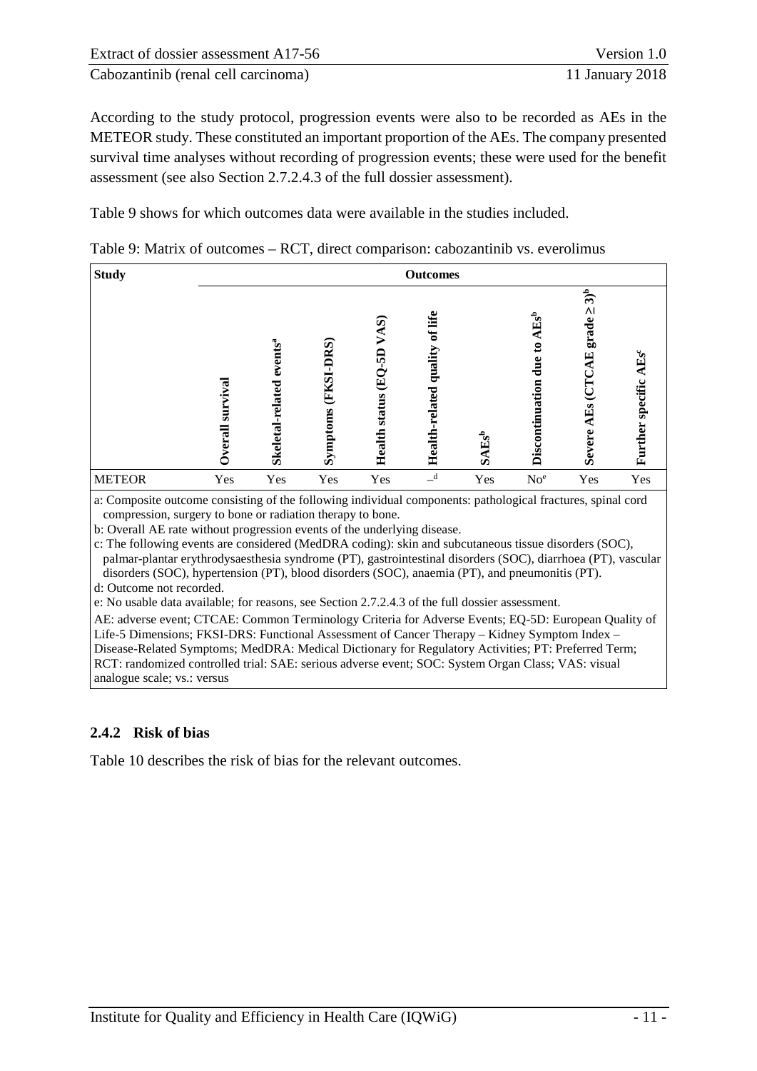According to the study protocol, progression events were also to be recorded as AEs in the METEOR study. These constituted an important proportion of the AEs. The company presented survival time analyses without recording of progression events; these were used for the benefit assessment (see also Section 2.7.2.4.3 of the full dossier assessment).

Table 9 shows for which outcomes data were available in the studies included.

Table 9: Matrix of outcomes – RCT, direct comparison: cabozantinib vs. everolimus

| Study | Outcomes | | | | | | | | |
|---|---|---|---|---|---|---|---|---|---|
| | Overall survival | Skeletal-related events[a] | Symptoms (FKSI-DRS) | Health status (EQ-5D VAS) | Health-related quality of life | SAEs[b] | Discontinuation due to AEs[b] | Severe AEs (CTCAE grade ≥ 3)[b] | Further specific AEs[c] |
| METEOR | Yes | Yes | Yes | Yes | –[d] | Yes | No[e] | Yes | Yes |

a: Composite outcome consisting of the following individual components: pathological fractures, spinal cord compression, surgery to bone or radiation therapy to bone.
b: Overall AE rate without progression events of the underlying disease.
c: The following events are considered (MedDRA coding): skin and subcutaneous tissue disorders (SOC), palmar-plantar erythrodysaesthesia syndrome (PT), gastrointestinal disorders (SOC), diarrhoea (PT), vascular disorders (SOC), hypertension (PT), blood disorders (SOC), anaemia (PT), and pneumonitis (PT).
d: Outcome not recorded.
e: No usable data available; for reasons, see Section 2.7.2.4.3 of the full dossier assessment.
AE: adverse event; CTCAE: Common Terminology Criteria for Adverse Events; EQ-5D: European Quality of Life-5 Dimensions; FKSI-DRS: Functional Assessment of Cancer Therapy – Kidney Symptom Index – Disease-Related Symptoms; MedDRA: Medical Dictionary for Regulatory Activities; PT: Preferred Term; RCT: randomized controlled trial: SAE: serious adverse event; SOC: System Organ Class; VAS: visual analogue scale; vs.: versus

### 2.4.2 Risk of bias

Table 10 describes the risk of bias for the relevant outcomes.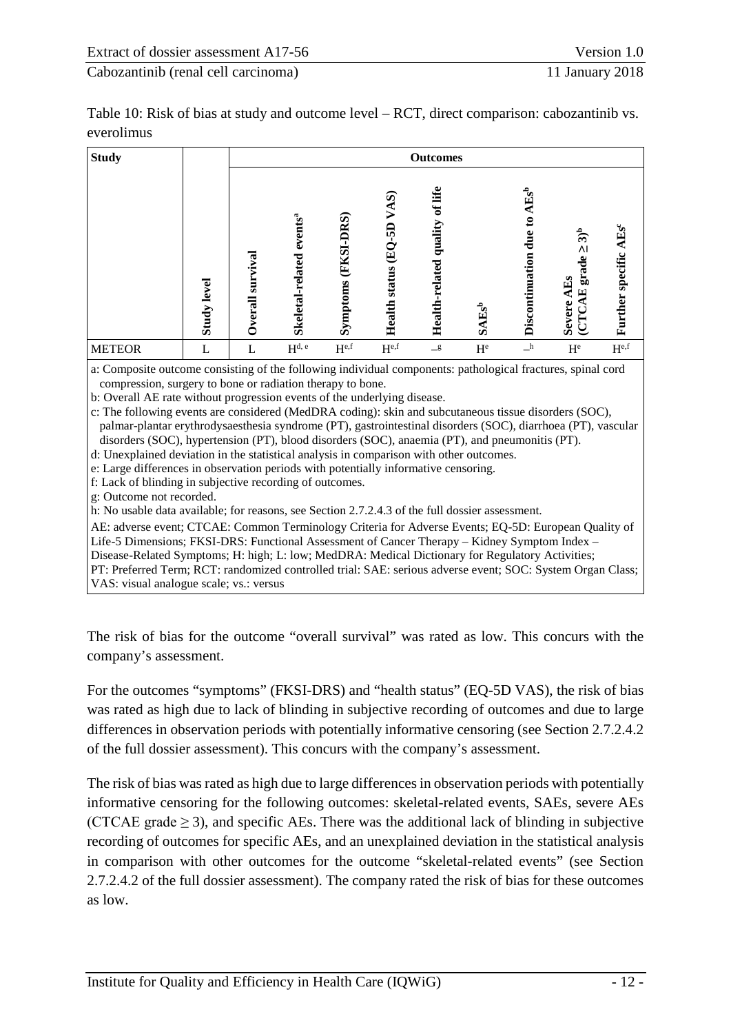Table 10: Risk of bias at study and outcome level – RCT, direct comparison: cabozantinib vs. everolimus

| Study | Study level | Outcomes | | | | | | | | |
|---|---|---|---|---|---|---|---|---|---|---|
| | | Overall survival | Skeletal-related events[a] | Symptoms (FKSI-DRS) | Health status (EQ-5D VAS) | Health-related quality of life | SAEs[b] | Discontinuation due to AEs[b] | Severe AEs (CTCAE grade ≥ 3)[b] | Further specific AEs[c] |
| METEOR | L | L | H[d, e] | H[e,f] | H[e,f] | –[g] | H[e] | –[h] | H[e] | H[e,f] |

a: Composite outcome consisting of the following individual components: pathological fractures, spinal cord compression, surgery to bone or radiation therapy to bone.
b: Overall AE rate without progression events of the underlying disease.
c: The following events are considered (MedDRA coding): skin and subcutaneous tissue disorders (SOC), palmar-plantar erythrodysaesthesia syndrome (PT), gastrointestinal disorders (SOC), diarrhoea (PT), vascular disorders (SOC), hypertension (PT), blood disorders (SOC), anaemia (PT), and pneumonitis (PT).
d: Unexplained deviation in the statistical analysis in comparison with other outcomes.
e: Large differences in observation periods with potentially informative censoring.
f: Lack of blinding in subjective recording of outcomes.
g: Outcome not recorded.
h: No usable data available; for reasons, see Section 2.7.2.4.3 of the full dossier assessment.
AE: adverse event; CTCAE: Common Terminology Criteria for Adverse Events; EQ-5D: European Quality of Life-5 Dimensions; FKSI-DRS: Functional Assessment of Cancer Therapy – Kidney Symptom Index – Disease-Related Symptoms; H: high; L: low; MedDRA: Medical Dictionary for Regulatory Activities; PT: Preferred Term; RCT: randomized controlled trial: SAE: serious adverse event; SOC: System Organ Class; VAS: visual analogue scale; vs.: versus

The risk of bias for the outcome "overall survival" was rated as low. This concurs with the company's assessment.

For the outcomes "symptoms" (FKSI-DRS) and "health status" (EQ-5D VAS), the risk of bias was rated as high due to lack of blinding in subjective recording of outcomes and due to large differences in observation periods with potentially informative censoring (see Section 2.7.2.4.2 of the full dossier assessment). This concurs with the company's assessment.

The risk of bias was rated as high due to large differences in observation periods with potentially informative censoring for the following outcomes: skeletal-related events, SAEs, severe AEs (CTCAE grade ≥ 3), and specific AEs. There was the additional lack of blinding in subjective recording of outcomes for specific AEs, and an unexplained deviation in the statistical analysis in comparison with other outcomes for the outcome "skeletal-related events" (see Section 2.7.2.4.2 of the full dossier assessment). The company rated the risk of bias for these outcomes as low.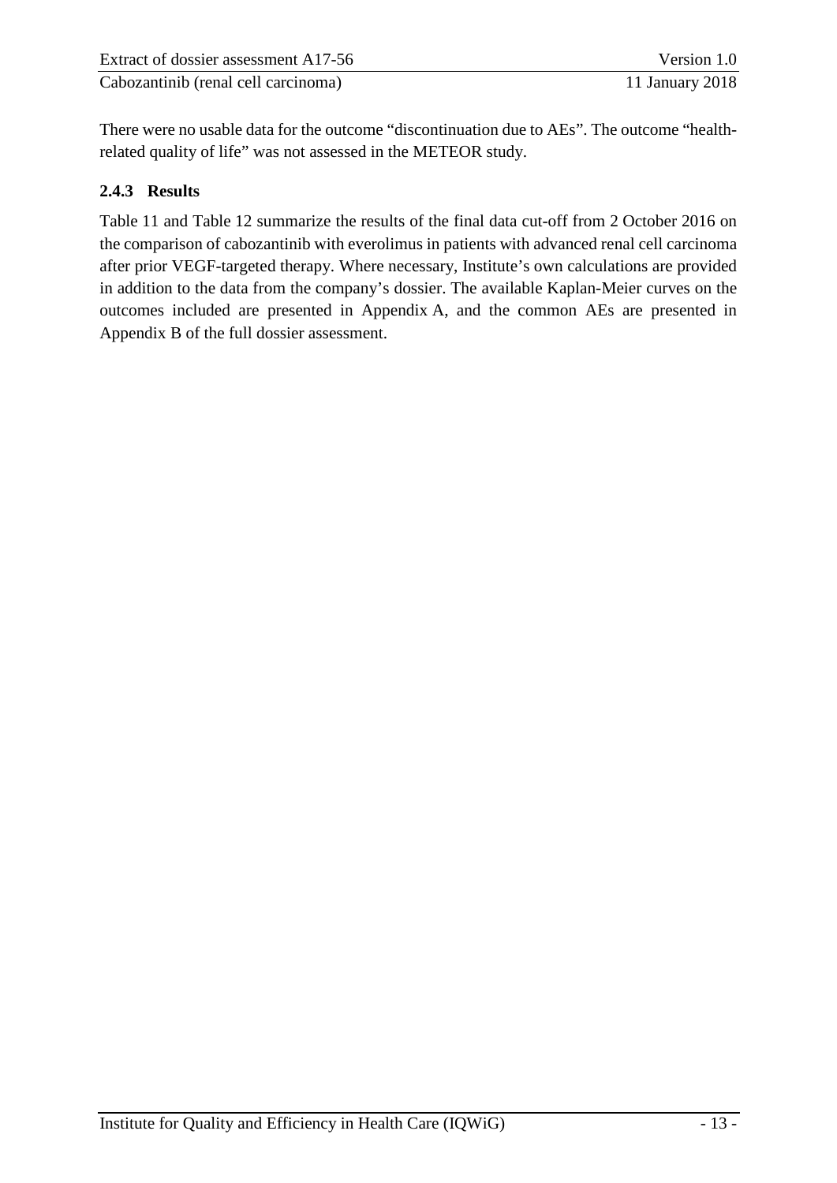There were no usable data for the outcome "discontinuation due to AEs". The outcome "health-related quality of life" was not assessed in the METEOR study.

### 2.4.3 Results

Table 11 and Table 12 summarize the results of the final data cut-off from 2 October 2016 on the comparison of cabozantinib with everolimus in patients with advanced renal cell carcinoma after prior VEGF-targeted therapy. Where necessary, Institute's own calculations are provided in addition to the data from the company's dossier. The available Kaplan-Meier curves on the outcomes included are presented in Appendix A, and the common AEs are presented in Appendix B of the full dossier assessment.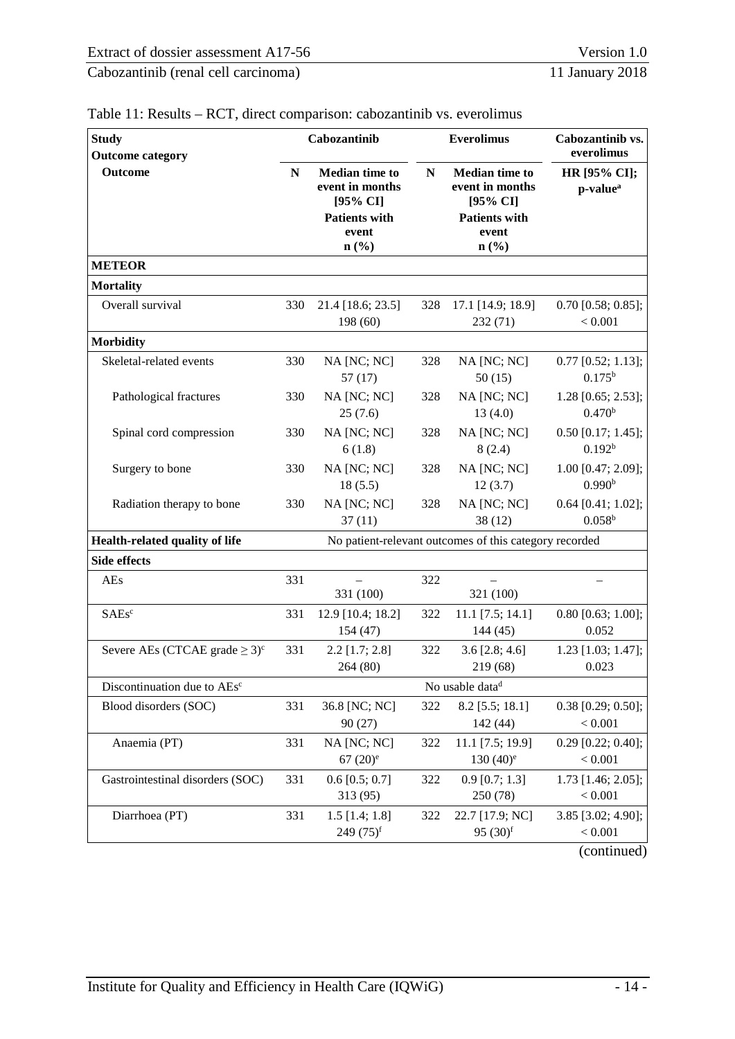Table 11: Results – RCT, direct comparison: cabozantinib vs. everolimus

| Study<br>Outcome category<br>Outcome | Cabozantinib | | Everolimus | | Cabozantinib vs. everolimus |
|---|---|---|---|---|---|
| | N | Median time to event in months [95% CI]<br>Patients with event n (%) | N | Median time to event in months [95% CI]<br>Patients with event n (%) | HR [95% CI]; p-value[a] |
| **METEOR** | | | | | |
| **Mortality** | | | | | |
| Overall survival | 330 | 21.4 [18.6; 23.5]<br>198 (60) | 328 | 17.1 [14.9; 18.9]<br>232 (71) | 0.70 [0.58; 0.85];<br>< 0.001 |
| **Morbidity** | | | | | |
| Skeletal-related events | 330 | NA [NC; NC]<br>57 (17) | 328 | NA [NC; NC]<br>50 (15) | 0.77 [0.52; 1.13];<br>0.175[b] |
| Pathological fractures | 330 | NA [NC; NC]<br>25 (7.6) | 328 | NA [NC; NC]<br>13 (4.0) | 1.28 [0.65; 2.53];<br>0.470[b] |
| Spinal cord compression | 330 | NA [NC; NC]<br>6 (1.8) | 328 | NA [NC; NC]<br>8 (2.4) | 0.50 [0.17; 1.45];<br>0.192[b] |
| Surgery to bone | 330 | NA [NC; NC]<br>18 (5.5) | 328 | NA [NC; NC]<br>12 (3.7) | 1.00 [0.47; 2.09];<br>0.990[b] |
| Radiation therapy to bone | 330 | NA [NC; NC]<br>37 (11) | 328 | NA [NC; NC]<br>38 (12) | 0.64 [0.41; 1.02];<br>0.058[b] |
| **Health-related quality of life** | No patient-relevant outcomes of this category recorded | | | | |
| **Side effects** | | | | | |
| AEs | 331 | –<br>331 (100) | 322 | –<br>321 (100) | – |
| SAEs[c] | 331 | 12.9 [10.4; 18.2]<br>154 (47) | 322 | 11.1 [7.5; 14.1]<br>144 (45) | 0.80 [0.63; 1.00];<br>0.052 |
| Severe AEs (CTCAE grade ≥ 3)[c] | 331 | 2.2 [1.7; 2.8]<br>264 (80) | 322 | 3.6 [2.8; 4.6]<br>219 (68) | 1.23 [1.03; 1.47];<br>0.023 |
| Discontinuation due to AEs[c] | No usable data[d] | | | | |
| Blood disorders (SOC) | 331 | 36.8 [NC; NC]<br>90 (27) | 322 | 8.2 [5.5; 18.1]<br>142 (44) | 0.38 [0.29; 0.50];<br>< 0.001 |
| Anaemia (PT) | 331 | NA [NC; NC]<br>67 (20)[e] | 322 | 11.1 [7.5; 19.9]<br>130 (40)[e] | 0.29 [0.22; 0.40];<br>< 0.001 |
| Gastrointestinal disorders (SOC) | 331 | 0.6 [0.5; 0.7]<br>313 (95) | 322 | 0.9 [0.7; 1.3]<br>250 (78) | 1.73 [1.46; 2.05];<br>< 0.001 |
| Diarrhoea (PT) | 331 | 1.5 [1.4; 1.8]<br>249 (75)[f] | 322 | 22.7 [17.9; NC]<br>95 (30)[f] | 3.85 [3.02; 4.90];<br>< 0.001 |

(continued)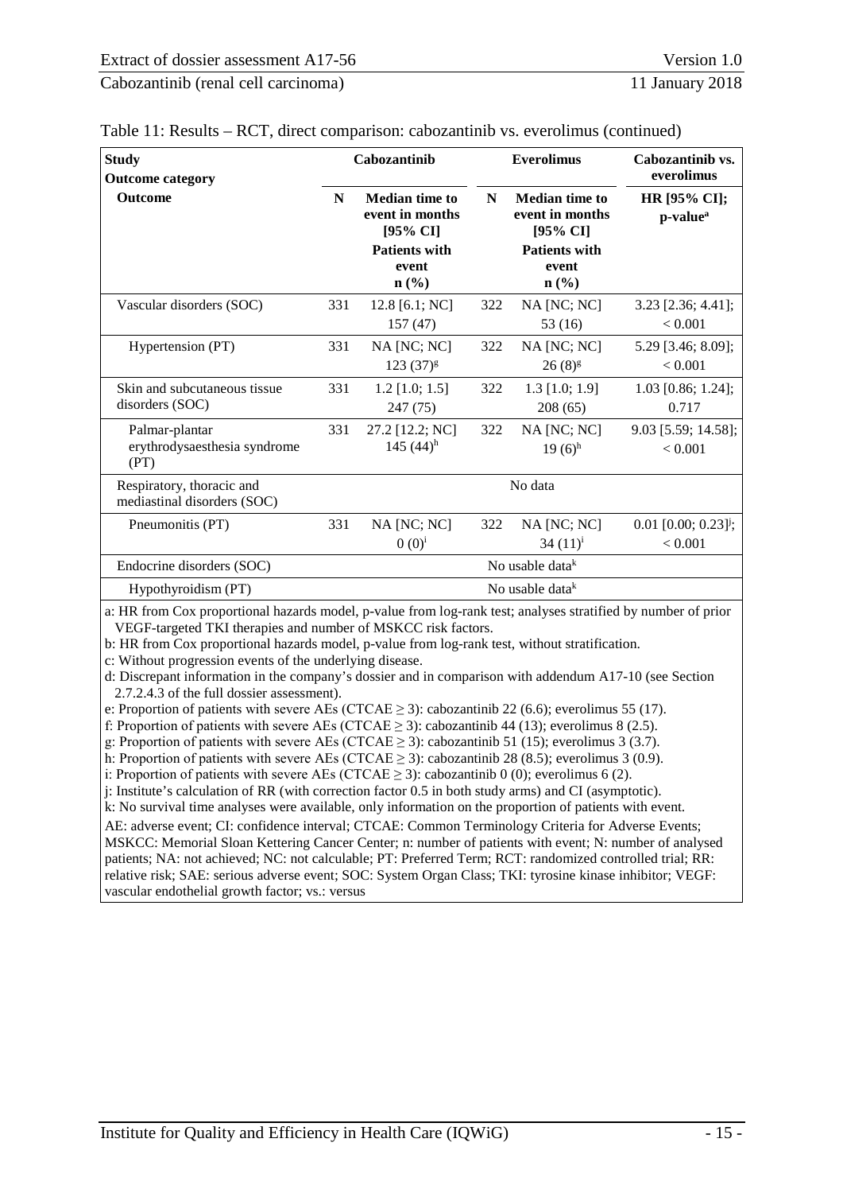Table 11: Results – RCT, direct comparison: cabozantinib vs. everolimus (continued)

| Study<br>Outcome category<br>Outcome | Cabozantinib | | Everolimus | | Cabozantinib vs. everolimus |
|---|---|---|---|---|---|
| | N | Median time to event in months [95% CI]<br>Patients with event<br>n (%) | N | Median time to event in months [95% CI]<br>Patients with event<br>n (%) | HR [95% CI]; p-value[a] |
| Vascular disorders (SOC) | 331 | 12.8 [6.1; NC]<br>157 (47) | 322 | NA [NC; NC]<br>53 (16) | 3.23 [2.36; 4.41]; < 0.001 |
| Hypertension (PT) | 331 | NA [NC; NC]<br>123 (37)[g] | 322 | NA [NC; NC]<br>26 (8)[g] | 5.29 [3.46; 8.09]; < 0.001 |
| Skin and subcutaneous tissue disorders (SOC) | 331 | 1.2 [1.0; 1.5]<br>247 (75) | 322 | 1.3 [1.0; 1.9]<br>208 (65) | 1.03 [0.86; 1.24]; 0.717 |
| Palmar-plantar erythrodysaesthesia syndrome (PT) | 331 | 27.2 [12.2; NC]<br>145 (44)[h] | 322 | NA [NC; NC]<br>19 (6)[h] | 9.03 [5.59; 14.58]; < 0.001 |
| Respiratory, thoracic and mediastinal disorders (SOC) | No data | | | | |
| Pneumonitis (PT) | 331 | NA [NC; NC]<br>0 (0)[i] | 322 | NA [NC; NC]<br>34 (11)[i] | 0.01 [0.00; 0.23][j]; < 0.001 |
| Endocrine disorders (SOC) | No usable data[k] | | | | |
| Hypothyroidism (PT) | No usable data[k] | | | | |

a: HR from Cox proportional hazards model, p-value from log-rank test; analyses stratified by number of prior VEGF-targeted TKI therapies and number of MSKCC risk factors.
b: HR from Cox proportional hazards model, p-value from log-rank test, without stratification.
c: Without progression events of the underlying disease.
d: Discrepant information in the company's dossier and in comparison with addendum A17-10 (see Section 2.7.2.4.3 of the full dossier assessment).
e: Proportion of patients with severe AEs (CTCAE $\geq$ 3): cabozantinib 22 (6.6); everolimus 55 (17).
f: Proportion of patients with severe AEs (CTCAE $\geq$ 3): cabozantinib 44 (13); everolimus 8 (2.5).
g: Proportion of patients with severe AEs (CTCAE $\geq$ 3): cabozantinib 51 (15); everolimus 3 (3.7).
h: Proportion of patients with severe AEs (CTCAE $\geq$ 3): cabozantinib 28 (8.5); everolimus 3 (0.9).
i: Proportion of patients with severe AEs (CTCAE $\geq$ 3): cabozantinib 0 (0); everolimus 6 (2).
j: Institute's calculation of RR (with correction factor 0.5 in both study arms) and CI (asymptotic).
k: No survival time analyses were available, only information on the proportion of patients with event.

AE: adverse event; CI: confidence interval; CTCAE: Common Terminology Criteria for Adverse Events; MSKCC: Memorial Sloan Kettering Cancer Center; n: number of patients with event; N: number of analysed patients; NA: not achieved; NC: not calculable; PT: Preferred Term; RCT: randomized controlled trial; RR: relative risk; SAE: serious adverse event; SOC: System Organ Class; TKI: tyrosine kinase inhibitor; VEGF: vascular endothelial growth factor; vs.: versus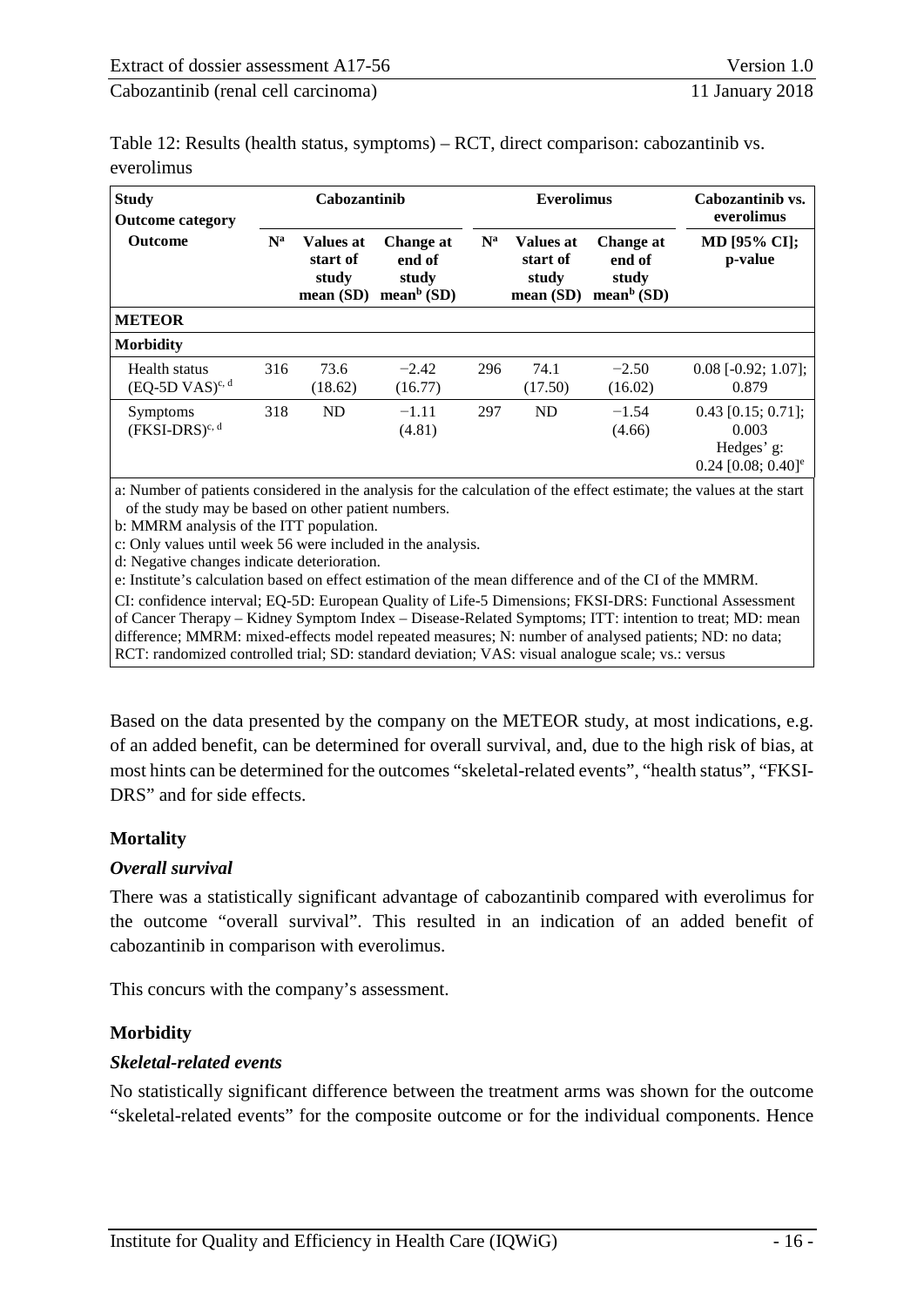Table 12: Results (health status, symptoms) – RCT, direct comparison: cabozantinib vs. everolimus

| Study<br>Outcome category<br>Outcome | Cabozantinib | | | Everolimus | | | Cabozantinib vs. everolimus |
|---|---|---|---|---|---|---|---|
| | N[a] | Values at start of study mean (SD) | Change at end of study mean[b] (SD) | N[a] | Values at start of study mean (SD) | Change at end of study mean[b] (SD) | MD [95% CI]; p-value |
| **METEOR** | | | | | | | |
| **Morbidity** | | | | | | | |
| Health status (EQ-5D VAS)[c, d] | 316 | 73.6 (18.62) | −2.42 (16.77) | 296 | 74.1 (17.50) | −2.50 (16.02) | 0.08 [-0.92; 1.07]; 0.879 |
| Symptoms (FKSI-DRS)[c, d] | 318 | ND | −1.11 (4.81) | 297 | ND | −1.54 (4.66) | 0.43 [0.15; 0.71]; 0.003<br>Hedges' g: 0.24 [0.08; 0.40][e] |

a: Number of patients considered in the analysis for the calculation of the effect estimate; the values at the start of the study may be based on other patient numbers.
b: MMRM analysis of the ITT population.
c: Only values until week 56 were included in the analysis.
d: Negative changes indicate deterioration.
e: Institute's calculation based on effect estimation of the mean difference and of the CI of the MMRM.
CI: confidence interval; EQ-5D: European Quality of Life-5 Dimensions; FKSI-DRS: Functional Assessment of Cancer Therapy – Kidney Symptom Index – Disease-Related Symptoms; ITT: intention to treat; MD: mean difference; MMRM: mixed-effects model repeated measures; N: number of analysed patients; ND: no data; RCT: randomized controlled trial; SD: standard deviation; VAS: visual analogue scale; vs.: versus

Based on the data presented by the company on the METEOR study, at most indications, e.g. of an added benefit, can be determined for overall survival, and, due to the high risk of bias, at most hints can be determined for the outcomes "skeletal-related events", "health status", "FKSI-DRS" and for side effects.

### Mortality

#### *Overall survival*

There was a statistically significant advantage of cabozantinib compared with everolimus for the outcome "overall survival". This resulted in an indication of an added benefit of cabozantinib in comparison with everolimus.

This concurs with the company's assessment.

### Morbidity

#### *Skeletal-related events*

No statistically significant difference between the treatment arms was shown for the outcome "skeletal-related events" for the composite outcome or for the individual components. Hence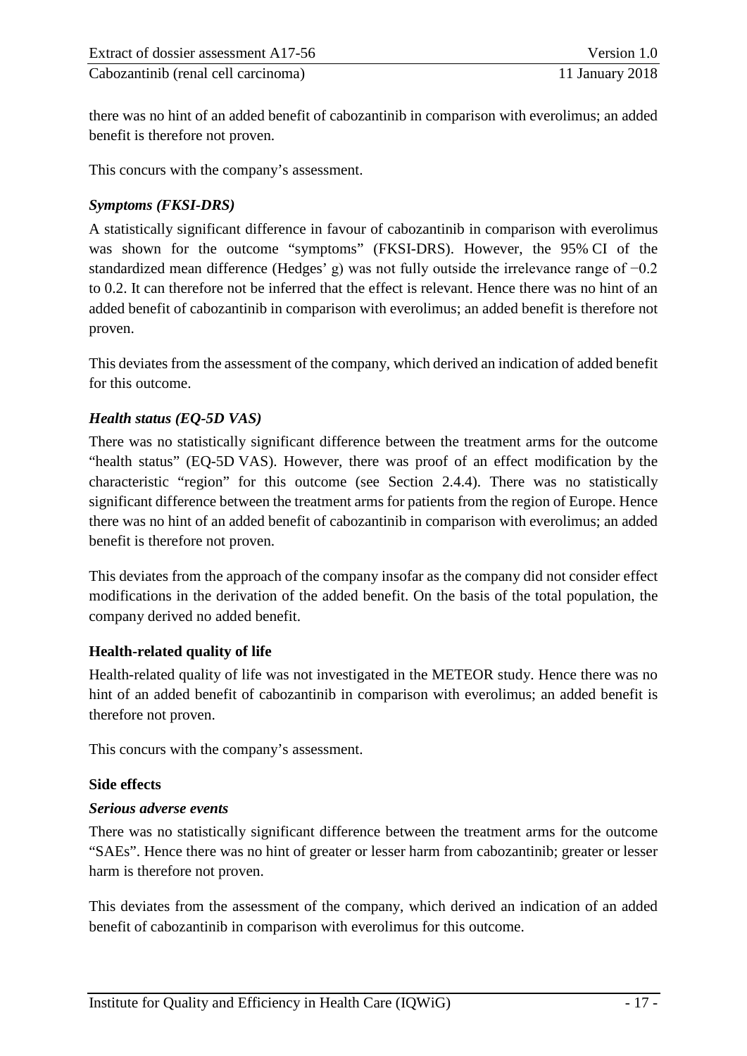there was no hint of an added benefit of cabozantinib in comparison with everolimus; an added benefit is therefore not proven.

This concurs with the company's assessment.

#### *Symptoms (FKSI-DRS)*

A statistically significant difference in favour of cabozantinib in comparison with everolimus was shown for the outcome "symptoms" (FKSI-DRS). However, the 95% CI of the standardized mean difference (Hedges' g) was not fully outside the irrelevance range of −0.2 to 0.2. It can therefore not be inferred that the effect is relevant. Hence there was no hint of an added benefit of cabozantinib in comparison with everolimus; an added benefit is therefore not proven.

This deviates from the assessment of the company, which derived an indication of added benefit for this outcome.

#### *Health status (EQ-5D VAS)*

There was no statistically significant difference between the treatment arms for the outcome "health status" (EQ-5D VAS). However, there was proof of an effect modification by the characteristic "region" for this outcome (see Section 2.4.4). There was no statistically significant difference between the treatment arms for patients from the region of Europe. Hence there was no hint of an added benefit of cabozantinib in comparison with everolimus; an added benefit is therefore not proven.

This deviates from the approach of the company insofar as the company did not consider effect modifications in the derivation of the added benefit. On the basis of the total population, the company derived no added benefit.

### **Health-related quality of life**

Health-related quality of life was not investigated in the METEOR study. Hence there was no hint of an added benefit of cabozantinib in comparison with everolimus; an added benefit is therefore not proven.

This concurs with the company's assessment.

### **Side effects**

#### *Serious adverse events*

There was no statistically significant difference between the treatment arms for the outcome "SAEs". Hence there was no hint of greater or lesser harm from cabozantinib; greater or lesser harm is therefore not proven.

This deviates from the assessment of the company, which derived an indication of an added benefit of cabozantinib in comparison with everolimus for this outcome.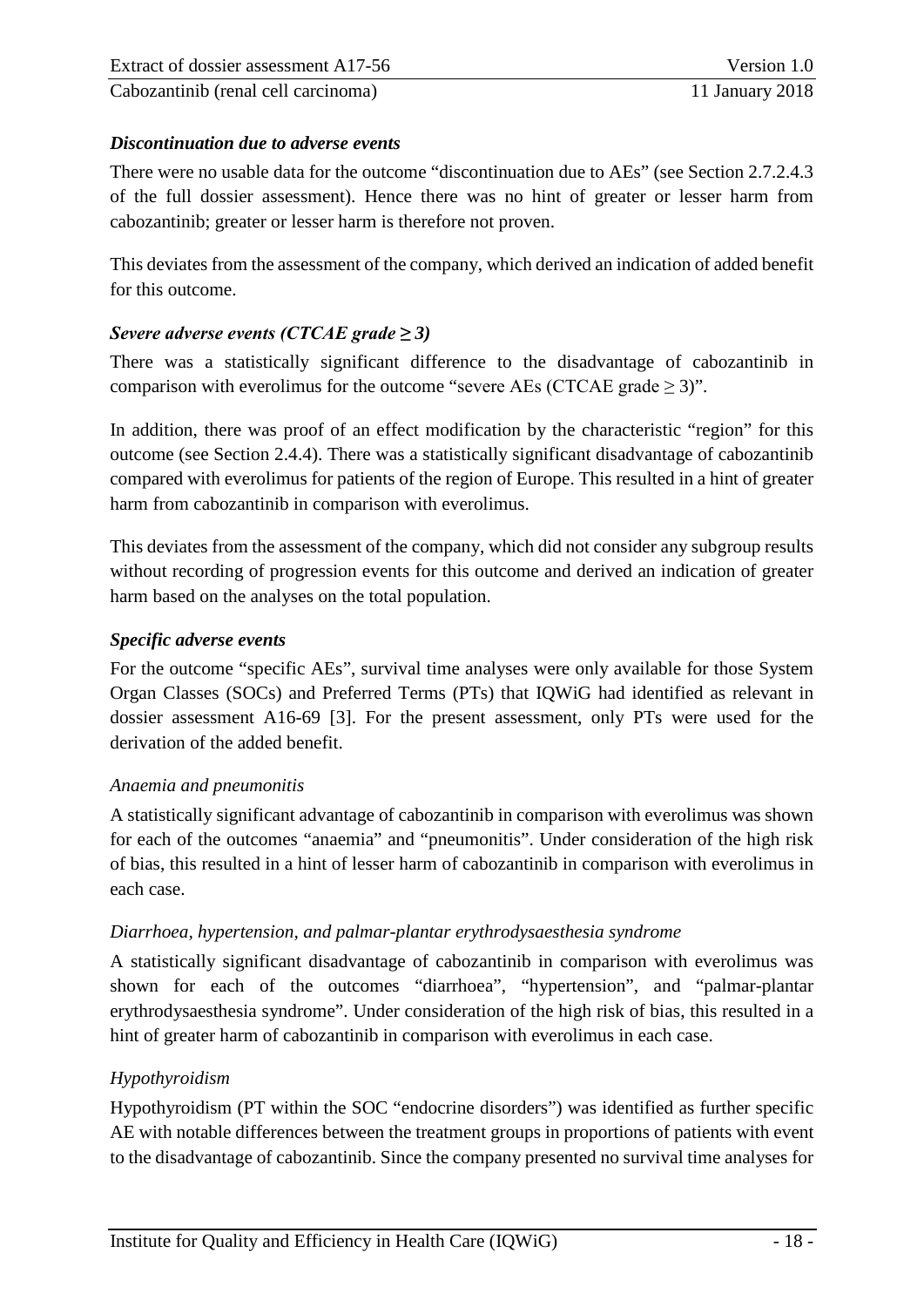### *Discontinuation due to adverse events*

There were no usable data for the outcome "discontinuation due to AEs" (see Section 2.7.2.4.3 of the full dossier assessment). Hence there was no hint of greater or lesser harm from cabozantinib; greater or lesser harm is therefore not proven.

This deviates from the assessment of the company, which derived an indication of added benefit for this outcome.

### *Severe adverse events (CTCAE grade ≥ 3)*

There was a statistically significant difference to the disadvantage of cabozantinib in comparison with everolimus for the outcome "severe AEs (CTCAE grade ≥ 3)".

In addition, there was proof of an effect modification by the characteristic "region" for this outcome (see Section 2.4.4). There was a statistically significant disadvantage of cabozantinib compared with everolimus for patients of the region of Europe. This resulted in a hint of greater harm from cabozantinib in comparison with everolimus.

This deviates from the assessment of the company, which did not consider any subgroup results without recording of progression events for this outcome and derived an indication of greater harm based on the analyses on the total population.

### *Specific adverse events*

For the outcome "specific AEs", survival time analyses were only available for those System Organ Classes (SOCs) and Preferred Terms (PTs) that IQWiG had identified as relevant in dossier assessment A16-69 [3]. For the present assessment, only PTs were used for the derivation of the added benefit.

#### *Anaemia and pneumonitis*

A statistically significant advantage of cabozantinib in comparison with everolimus was shown for each of the outcomes "anaemia" and "pneumonitis". Under consideration of the high risk of bias, this resulted in a hint of lesser harm of cabozantinib in comparison with everolimus in each case.

#### *Diarrhoea, hypertension, and palmar-plantar erythrodysaesthesia syndrome*

A statistically significant disadvantage of cabozantinib in comparison with everolimus was shown for each of the outcomes "diarrhoea", "hypertension", and "palmar-plantar erythrodysaesthesia syndrome". Under consideration of the high risk of bias, this resulted in a hint of greater harm of cabozantinib in comparison with everolimus in each case.

#### *Hypothyroidism*

Hypothyroidism (PT within the SOC "endocrine disorders") was identified as further specific AE with notable differences between the treatment groups in proportions of patients with event to the disadvantage of cabozantinib. Since the company presented no survival time analyses for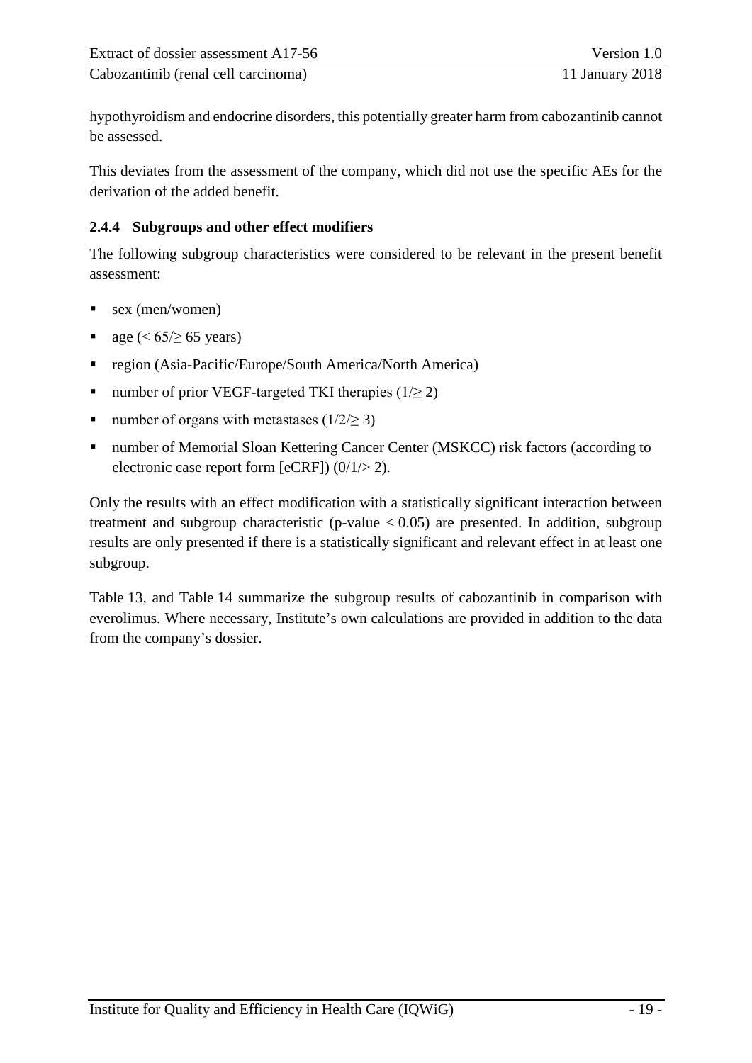hypothyroidism and endocrine disorders, this potentially greater harm from cabozantinib cannot be assessed.

This deviates from the assessment of the company, which did not use the specific AEs for the derivation of the added benefit.

### 2.4.4 Subgroups and other effect modifiers

The following subgroup characteristics were considered to be relevant in the present benefit assessment:

- sex (men/women)
- age ($< 65/\geq 65$ years)
- region (Asia-Pacific/Europe/South America/North America)
- number of prior VEGF-targeted TKI therapies ($1/\geq 2$)
- number of organs with metastases ($1/2/\geq 3$)
- number of Memorial Sloan Kettering Cancer Center (MSKCC) risk factors (according to electronic case report form [eCRF]) ($0/1/> 2$).

Only the results with an effect modification with a statistically significant interaction between treatment and subgroup characteristic (p-value $< 0.05$) are presented. In addition, subgroup results are only presented if there is a statistically significant and relevant effect in at least one subgroup.

Table 13, and Table 14 summarize the subgroup results of cabozantinib in comparison with everolimus. Where necessary, Institute's own calculations are provided in addition to the data from the company's dossier.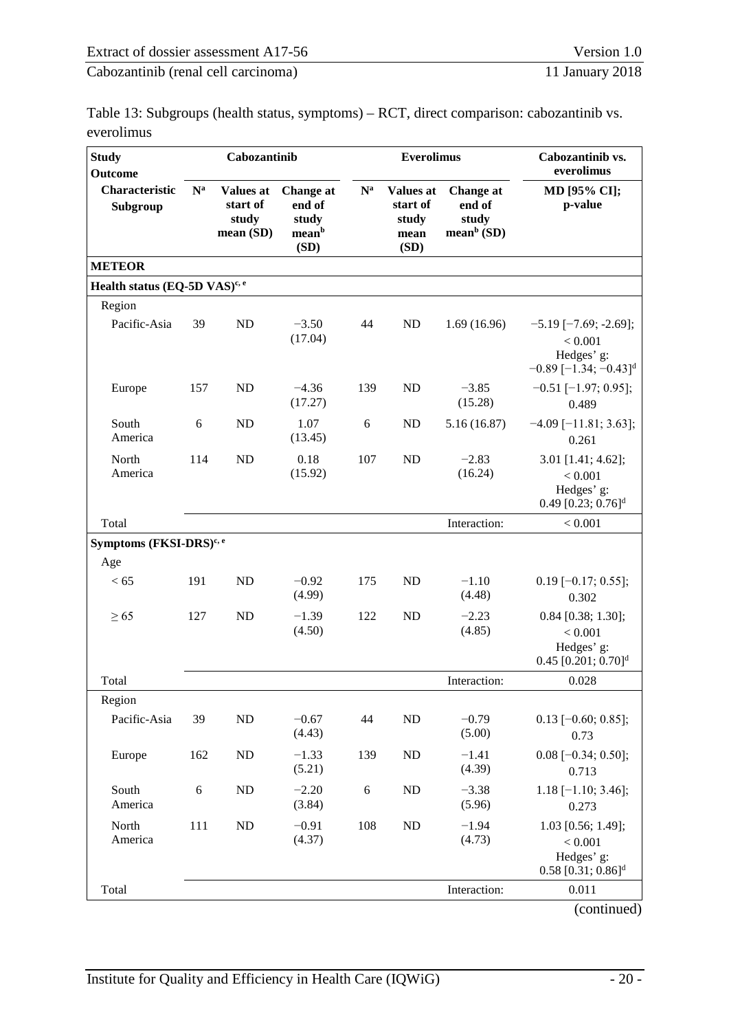Table 13: Subgroups (health status, symptoms) – RCT, direct comparison: cabozantinib vs. everolimus

| Study<br>Outcome | Cabozantinib | | | Everolimus | | | Cabozantinib vs. everolimus |
|---|---|---|---|---|---|---|---|
| Characteristic<br>Subgroup | N[a] | Values at start of study mean (SD) | Change at end of study mean[b] (SD) | N[a] | Values at start of study mean (SD) | Change at end of study mean[b] (SD) | MD [95% CI];<br>p-value |
| **METEOR** | | | | | | | |
| **Health status (EQ-5D VAS)[c, e]** | | | | | | | |
| Region | | | | | | | |
| Pacific-Asia | 39 | ND | −3.50 (17.04) | 44 | ND | 1.69 (16.96) | −5.19 [−7.69; -2.69]; < 0.001<br>Hedges' g: −0.89 [−1.34; −0.43][d] |
| Europe | 157 | ND | −4.36 (17.27) | 139 | ND | −3.85 (15.28) | −0.51 [−1.97; 0.95]; 0.489 |
| South America | 6 | ND | 1.07 (13.45) | 6 | ND | 5.16 (16.87) | −4.09 [−11.81; 3.63]; 0.261 |
| North America | 114 | ND | 0.18 (15.92) | 107 | ND | −2.83 (16.24) | 3.01 [1.41; 4.62]; < 0.001<br>Hedges' g: 0.49 [0.23; 0.76][d] |
| Total | | | | | | Interaction: | < 0.001 |
| **Symptoms (FKSI-DRS)[c, e]** | | | | | | | |
| Age | | | | | | | |
| < 65 | 191 | ND | −0.92 (4.99) | 175 | ND | −1.10 (4.48) | 0.19 [−0.17; 0.55]; 0.302 |
| ≥ 65 | 127 | ND | −1.39 (4.50) | 122 | ND | −2.23 (4.85) | 0.84 [0.38; 1.30]; < 0.001<br>Hedges' g: 0.45 [0.201; 0.70][d] |
| Total | | | | | | Interaction: | 0.028 |
| Region | | | | | | | |
| Pacific-Asia | 39 | ND | −0.67 (4.43) | 44 | ND | −0.79 (5.00) | 0.13 [−0.60; 0.85]; 0.73 |
| Europe | 162 | ND | −1.33 (5.21) | 139 | ND | −1.41 (4.39) | 0.08 [−0.34; 0.50]; 0.713 |
| South America | 6 | ND | −2.20 (3.84) | 6 | ND | −3.38 (5.96) | 1.18 [−1.10; 3.46]; 0.273 |
| North America | 111 | ND | −0.91 (4.37) | 108 | ND | −1.94 (4.73) | 1.03 [0.56; 1.49]; < 0.001<br>Hedges' g: 0.58 [0.31; 0.86][d] |
| Total | | | | | | Interaction: | 0.011 |

(continued)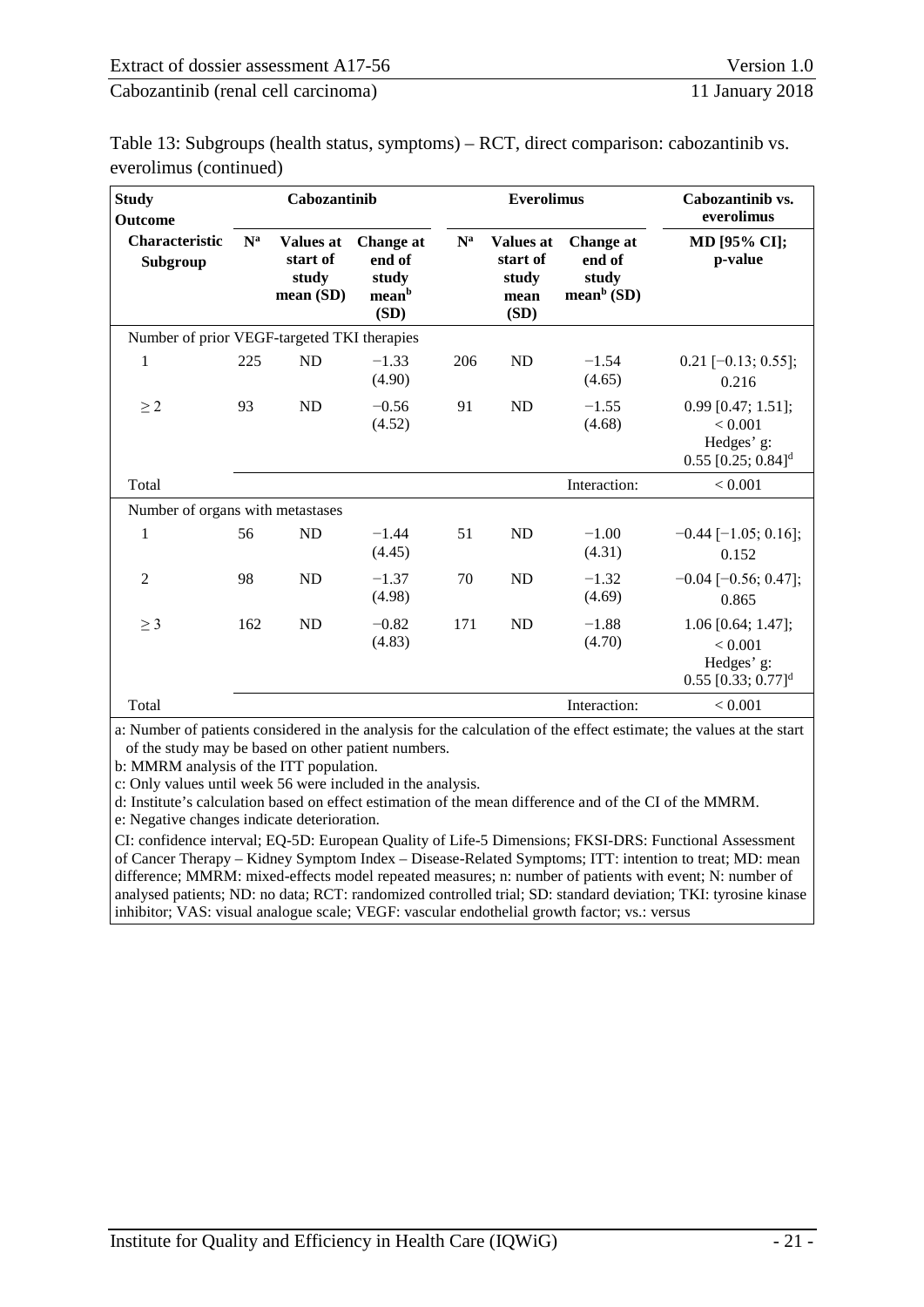Table 13: Subgroups (health status, symptoms) – RCT, direct comparison: cabozantinib vs. everolimus (continued)

| Study<br>Outcome | Cabozantinib | | | Everolimus | | | Cabozantinib vs. everolimus |
|---|---|---|---|---|---|---|---|
| Characteristic<br>Subgroup | N[a] | Values at start of study mean (SD) | Change at end of study mean[b] (SD) | N[a] | Values at start of study mean (SD) | Change at end of study mean[b] (SD) | MD [95% CI]; p-value |
| Number of prior VEGF-targeted TKI therapies | | | | | | | |
| 1 | 225 | ND | −1.33 (4.90) | 206 | ND | −1.54 (4.65) | 0.21 [−0.13; 0.55]; 0.216 |
| ≥ 2 | 93 | ND | −0.56 (4.52) | 91 | ND | −1.55 (4.68) | 0.99 [0.47; 1.51]; < 0.001<br>Hedges' g: 0.55 [0.25; 0.84][d] |
| Total | | | | | | Interaction: | < 0.001 |
| Number of organs with metastases | | | | | | | |
| 1 | 56 | ND | −1.44 (4.45) | 51 | ND | −1.00 (4.31) | −0.44 [−1.05; 0.16]; 0.152 |
| 2 | 98 | ND | −1.37 (4.98) | 70 | ND | −1.32 (4.69) | −0.04 [−0.56; 0.47]; 0.865 |
| ≥ 3 | 162 | ND | −0.82 (4.83) | 171 | ND | −1.88 (4.70) | 1.06 [0.64; 1.47]; < 0.001<br>Hedges' g: 0.55 [0.33; 0.77][d] |
| Total | | | | | | Interaction: | < 0.001 |

a: Number of patients considered in the analysis for the calculation of the effect estimate; the values at the start of the study may be based on other patient numbers.
b: MMRM analysis of the ITT population.
c: Only values until week 56 were included in the analysis.
d: Institute's calculation based on effect estimation of the mean difference and of the CI of the MMRM.
e: Negative changes indicate deterioration.
CI: confidence interval; EQ-5D: European Quality of Life-5 Dimensions; FKSI-DRS: Functional Assessment of Cancer Therapy – Kidney Symptom Index – Disease-Related Symptoms; ITT: intention to treat; MD: mean difference; MMRM: mixed-effects model repeated measures; n: number of patients with event; N: number of analysed patients; ND: no data; RCT: randomized controlled trial; SD: standard deviation; TKI: tyrosine kinase inhibitor; VAS: visual analogue scale; VEGF: vascular endothelial growth factor; vs.: versus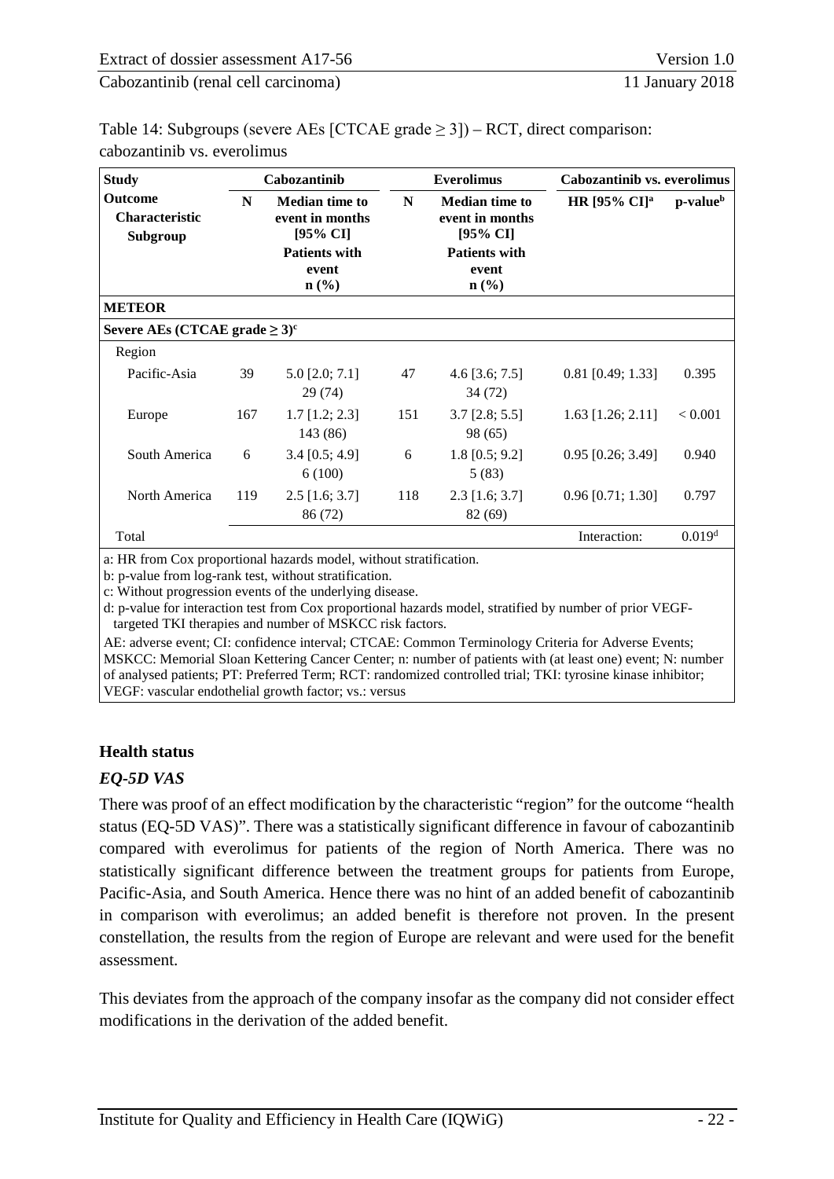Table 14: Subgroups (severe AEs [CTCAE grade ≥ 3]) – RCT, direct comparison: cabozantinib vs. everolimus

| Study<br>Outcome<br>Characteristic<br>Subgroup | Cabozantinib | | Everolimus | | Cabozantinib vs. everolimus | |
|---|---|---|---|---|---|---|
| | N | Median time to event in months [95% CI]<br>Patients with event<br>n (%) | N | Median time to event in months [95% CI]<br>Patients with event<br>n (%) | HR [95% CI][a] | p-value[b] |
| **METEOR** | | | | | | |
| **Severe AEs (CTCAE grade ≥ 3)[c]** | | | | | | |
| Region | | | | | | |
| Pacific-Asia | 39 | 5.0 [2.0; 7.1]<br>29 (74) | 47 | 4.6 [3.6; 7.5]<br>34 (72) | 0.81 [0.49; 1.33] | 0.395 |
| Europe | 167 | 1.7 [1.2; 2.3]<br>143 (86) | 151 | 3.7 [2.8; 5.5]<br>98 (65) | 1.63 [1.26; 2.11] | < 0.001 |
| South America | 6 | 3.4 [0.5; 4.9]<br>6 (100) | 6 | 1.8 [0.5; 9.2]<br>5 (83) | 0.95 [0.26; 3.49] | 0.940 |
| North America | 119 | 2.5 [1.6; 3.7]<br>86 (72) | 118 | 2.3 [1.6; 3.7]<br>82 (69) | 0.96 [0.71; 1.30] | 0.797 |
| Total | | | | | Interaction: | 0.019[d] |

a: HR from Cox proportional hazards model, without stratification.
b: p-value from log-rank test, without stratification.
c: Without progression events of the underlying disease.
d: p-value for interaction test from Cox proportional hazards model, stratified by number of prior VEGF-targeted TKI therapies and number of MSKCC risk factors.
AE: adverse event; CI: confidence interval; CTCAE: Common Terminology Criteria for Adverse Events; MSKCC: Memorial Sloan Kettering Cancer Center; n: number of patients with (at least one) event; N: number of analysed patients; PT: Preferred Term; RCT: randomized controlled trial; TKI: tyrosine kinase inhibitor; VEGF: vascular endothelial growth factor; vs.: versus

### Health status

#### *EQ-5D VAS*

There was proof of an effect modification by the characteristic "region" for the outcome "health status (EQ-5D VAS)". There was a statistically significant difference in favour of cabozantinib compared with everolimus for patients of the region of North America. There was no statistically significant difference between the treatment groups for patients from Europe, Pacific-Asia, and South America. Hence there was no hint of an added benefit of cabozantinib in comparison with everolimus; an added benefit is therefore not proven. In the present constellation, the results from the region of Europe are relevant and were used for the benefit assessment.

This deviates from the approach of the company insofar as the company did not consider effect modifications in the derivation of the added benefit.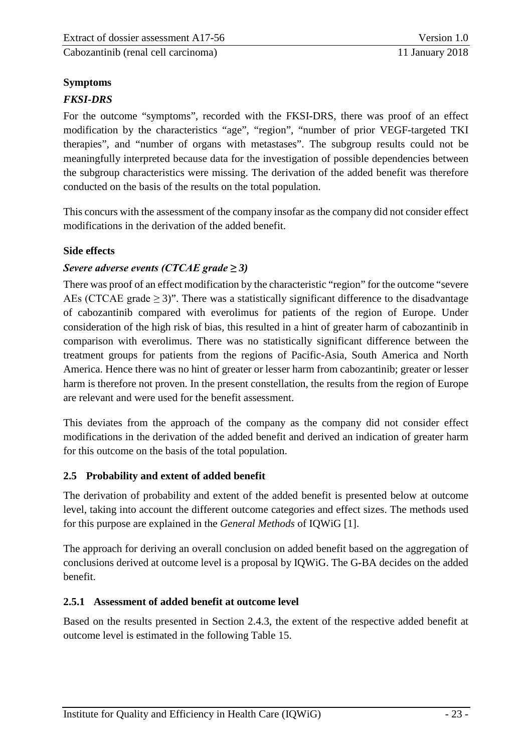**Symptoms**

***FKSI-DRS***

For the outcome "symptoms", recorded with the FKSI-DRS, there was proof of an effect modification by the characteristics "age", "region", "number of prior VEGF-targeted TKI therapies", and "number of organs with metastases". The subgroup results could not be meaningfully interpreted because data for the investigation of possible dependencies between the subgroup characteristics were missing. The derivation of the added benefit was therefore conducted on the basis of the results on the total population.

This concurs with the assessment of the company insofar as the company did not consider effect modifications in the derivation of the added benefit.

**Side effects**

***Severe adverse events (CTCAE grade ≥ 3)***

There was proof of an effect modification by the characteristic "region" for the outcome "severe AEs (CTCAE grade ≥ 3)". There was a statistically significant difference to the disadvantage of cabozantinib compared with everolimus for patients of the region of Europe. Under consideration of the high risk of bias, this resulted in a hint of greater harm of cabozantinib in comparison with everolimus. There was no statistically significant difference between the treatment groups for patients from the regions of Pacific-Asia, South America and North America. Hence there was no hint of greater or lesser harm from cabozantinib; greater or lesser harm is therefore not proven. In the present constellation, the results from the region of Europe are relevant and were used for the benefit assessment.

This deviates from the approach of the company as the company did not consider effect modifications in the derivation of the added benefit and derived an indication of greater harm for this outcome on the basis of the total population.

## 2.5 Probability and extent of added benefit

The derivation of probability and extent of the added benefit is presented below at outcome level, taking into account the different outcome categories and effect sizes. The methods used for this purpose are explained in the *General Methods* of IQWiG [1].

The approach for deriving an overall conclusion on added benefit based on the aggregation of conclusions derived at outcome level is a proposal by IQWiG. The G-BA decides on the added benefit.

### 2.5.1 Assessment of added benefit at outcome level

Based on the results presented in Section 2.4.3, the extent of the respective added benefit at outcome level is estimated in the following Table 15.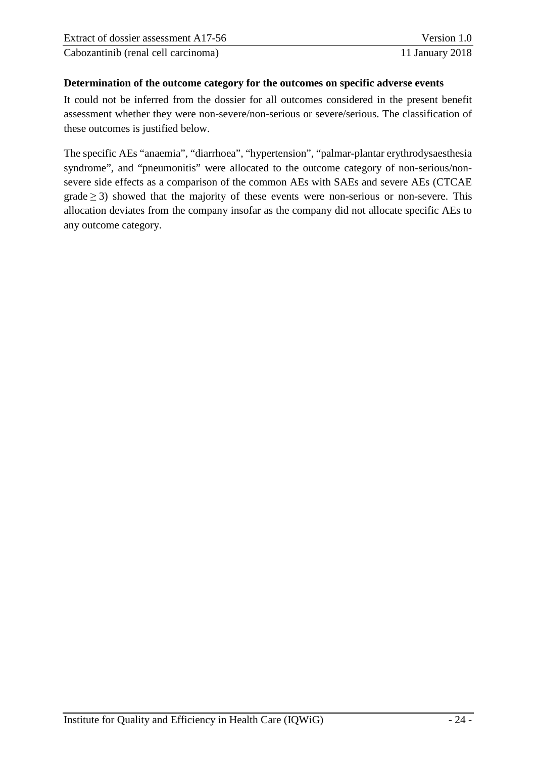**Determination of the outcome category for the outcomes on specific adverse events**

It could not be inferred from the dossier for all outcomes considered in the present benefit assessment whether they were non-severe/non-serious or severe/serious. The classification of these outcomes is justified below.

The specific AEs "anaemia", "diarrhoea", "hypertension", "palmar-plantar erythrodysaesthesia syndrome", and "pneumonitis" were allocated to the outcome category of non-serious/non-severe side effects as a comparison of the common AEs with SAEs and severe AEs (CTCAE grade $\geq 3$) showed that the majority of these events were non-serious or non-severe. This allocation deviates from the company insofar as the company did not allocate specific AEs to any outcome category.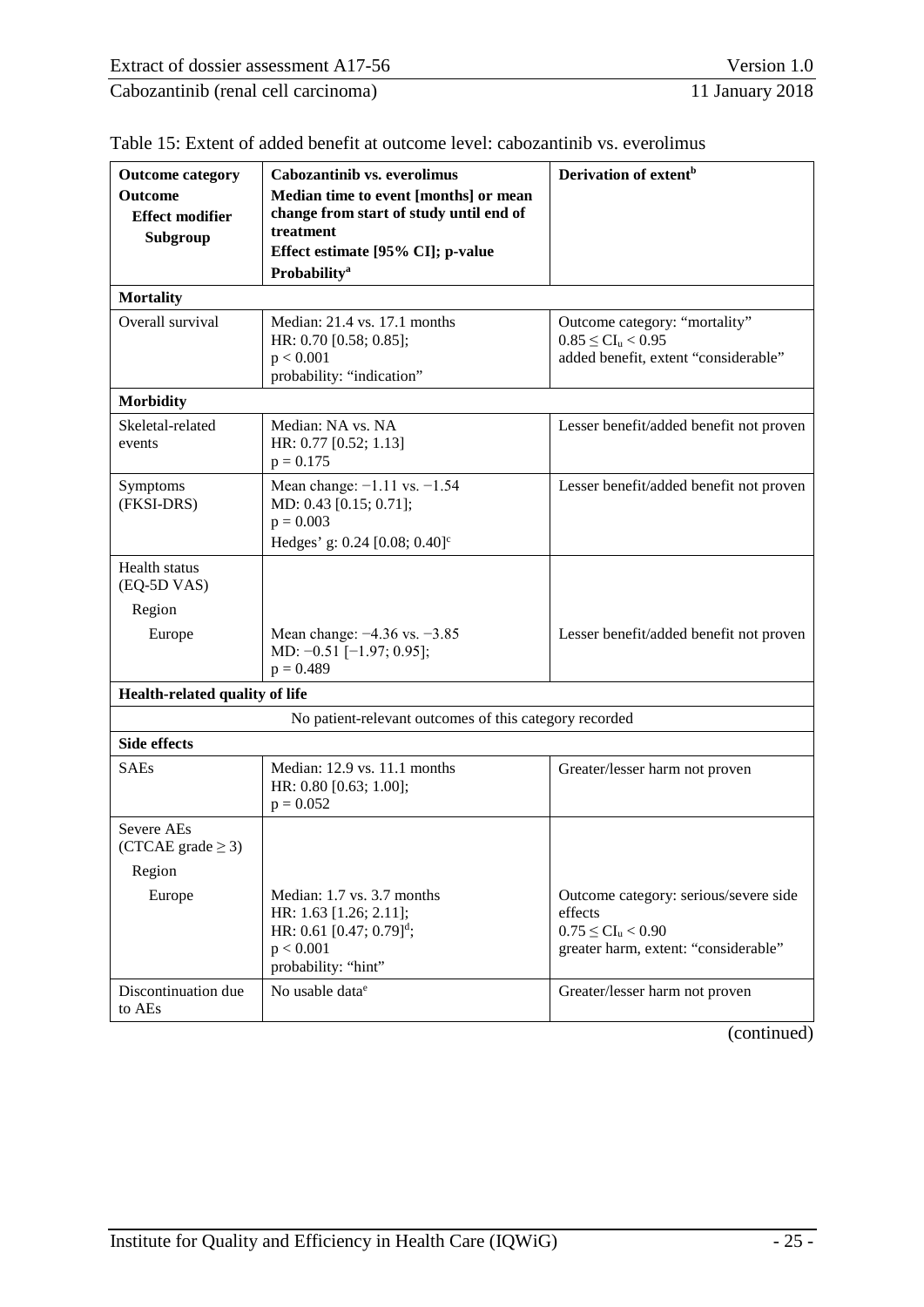Table 15: Extent of added benefit at outcome level: cabozantinib vs. everolimus

| **Outcome category** **Outcome** **Effect modifier** **Subgroup** | **Cabozantinib vs. everolimus** **Median time to event [months] or mean change from start of study until end of treatment** **Effect estimate [95% CI]; p-value** **Probability[a]** | **Derivation of extent[b]** |
|---|---|---|
| **Mortality** | | |
| Overall survival | Median: 21.4 vs. 17.1 months HR: 0.70 [0.58; 0.85]; $p < 0.001$ probability: “indication” | Outcome category: “mortality” $0.85 \leq CI_u < 0.95$ added benefit, extent “considerable” |
| **Morbidity** | | |
| Skeletal-related events | Median: NA vs. NA HR: 0.77 [0.52; 1.13] $p = 0.175$ | Lesser benefit/added benefit not proven |
| Symptoms (FKSI-DRS) | Mean change: −1.11 vs. −1.54 MD: 0.43 [0.15; 0.71]; $p = 0.003$ Hedges’ g: 0.24 [0.08; 0.40][c] | Lesser benefit/added benefit not proven |
| Health status (EQ-5D VAS) | | |
| Region | | |
| Europe | Mean change: −4.36 vs. −3.85 MD: −0.51 [−1.97; 0.95]; $p = 0.489$ | Lesser benefit/added benefit not proven |
| **Health-related quality of life** | | |
| No patient-relevant outcomes of this category recorded | | |
| **Side effects** | | |
| SAEs | Median: 12.9 vs. 11.1 months HR: 0.80 [0.63; 1.00]; $p = 0.052$ | Greater/lesser harm not proven |
| Severe AEs (CTCAE grade ≥ 3) | | |
| Region | | |
| Europe | Median: 1.7 vs. 3.7 months HR: 1.63 [1.26; 2.11]; HR: 0.61 [0.47; 0.79][d]; $p < 0.001$ probability: “hint” | Outcome category: serious/severe side effects $0.75 \leq CI_u < 0.90$ greater harm, extent: “considerable” |
| Discontinuation due to AEs | No usable data[e] | Greater/lesser harm not proven |

(continued)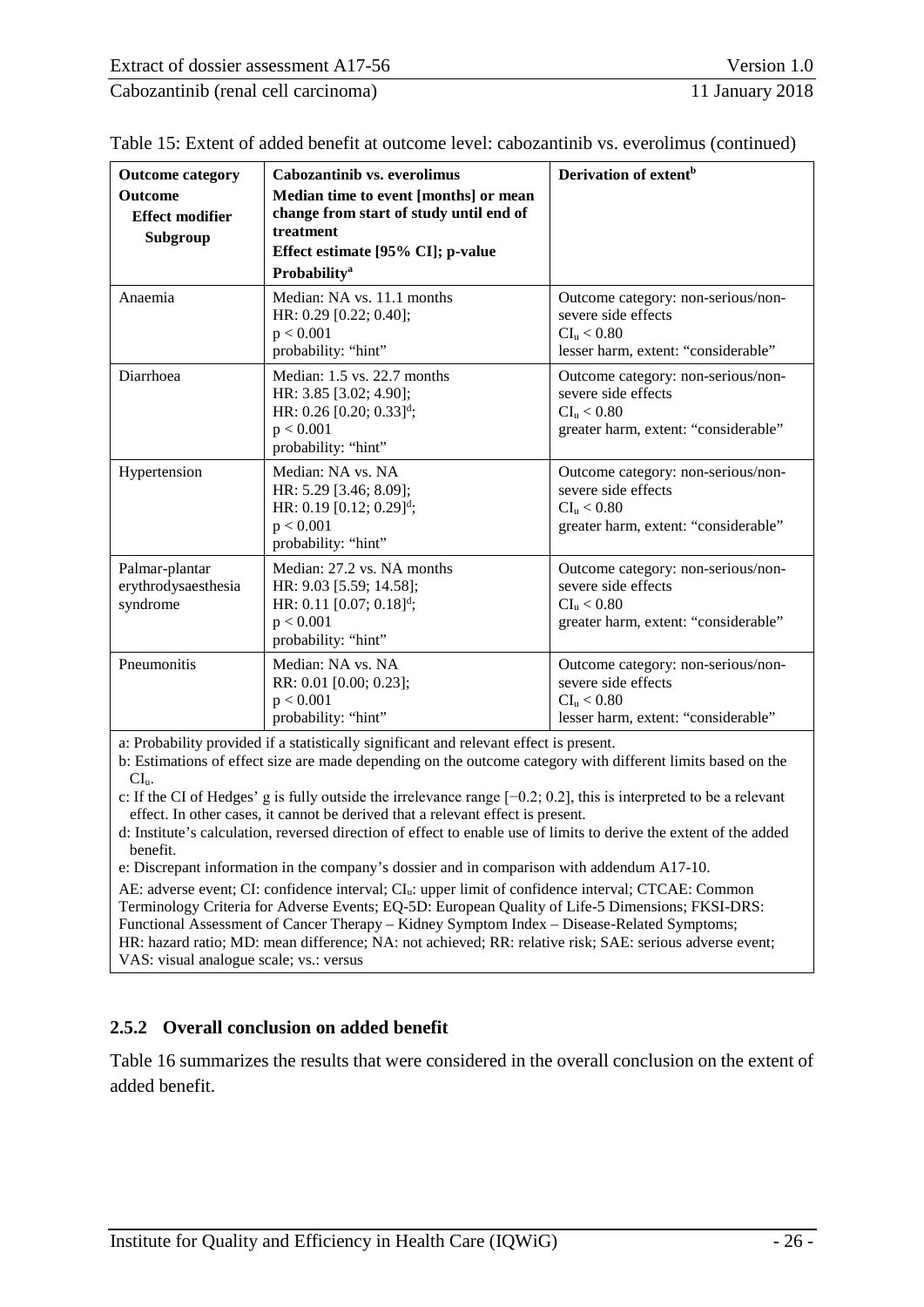Table 15: Extent of added benefit at outcome level: cabozantinib vs. everolimus (continued)

| **Outcome category**<br>**Outcome**<br>**Effect modifier**<br>**Subgroup** | **Cabozantinib vs. everolimus**<br>**Median time to event [months] or mean change from start of study until end of treatment**<br>**Effect estimate [95% CI]; p-value**<br>**Probability**[a] | **Derivation of extent**[b] |
|---|---|---|
| Anaemia | Median: NA vs. 11.1 months<br>HR: 0.29 [0.22; 0.40];<br>$p < 0.001$<br>probability: "hint" | Outcome category: non-serious/non-severe side effects<br>$CI_u < 0.80$<br>lesser harm, extent: "considerable" |
| Diarrhoea | Median: 1.5 vs. 22.7 months<br>HR: 3.85 [3.02; 4.90];<br>HR: 0.26 [0.20; 0.33][d];<br>$p < 0.001$<br>probability: "hint" | Outcome category: non-serious/non-severe side effects<br>$CI_u < 0.80$<br>greater harm, extent: "considerable" |
| Hypertension | Median: NA vs. NA<br>HR: 5.29 [3.46; 8.09];<br>HR: 0.19 [0.12; 0.29][d];<br>$p < 0.001$<br>probability: "hint" | Outcome category: non-serious/non-severe side effects<br>$CI_u < 0.80$<br>greater harm, extent: "considerable" |
| Palmar-plantar erythrodysaesthesia syndrome | Median: 27.2 vs. NA months<br>HR: 9.03 [5.59; 14.58];<br>HR: 0.11 [0.07; 0.18][d];<br>$p < 0.001$<br>probability: "hint" | Outcome category: non-serious/non-severe side effects<br>$CI_u < 0.80$<br>greater harm, extent: "considerable" |
| Pneumonitis | Median: NA vs. NA<br>RR: 0.01 [0.00; 0.23];<br>$p < 0.001$<br>probability: "hint" | Outcome category: non-serious/non-severe side effects<br>$CI_u < 0.80$<br>lesser harm, extent: "considerable" |

a: Probability provided if a statistically significant and relevant effect is present.
b: Estimations of effect size are made depending on the outcome category with different limits based on the $CI_u$.
c: If the CI of Hedges' g is fully outside the irrelevance range [−0.2; 0.2], this is interpreted to be a relevant effect. In other cases, it cannot be derived that a relevant effect is present.
d: Institute's calculation, reversed direction of effect to enable use of limits to derive the extent of the added benefit.
e: Discrepant information in the company's dossier and in comparison with addendum A17-10.
AE: adverse event; CI: confidence interval; $CI_u$: upper limit of confidence interval; CTCAE: Common Terminology Criteria for Adverse Events; EQ-5D: European Quality of Life-5 Dimensions; FKSI-DRS: Functional Assessment of Cancer Therapy – Kidney Symptom Index – Disease-Related Symptoms; HR: hazard ratio; MD: mean difference; NA: not achieved; RR: relative risk; SAE: serious adverse event; VAS: visual analogue scale; vs.: versus

### 2.5.2 Overall conclusion on added benefit

Table 16 summarizes the results that were considered in the overall conclusion on the extent of added benefit.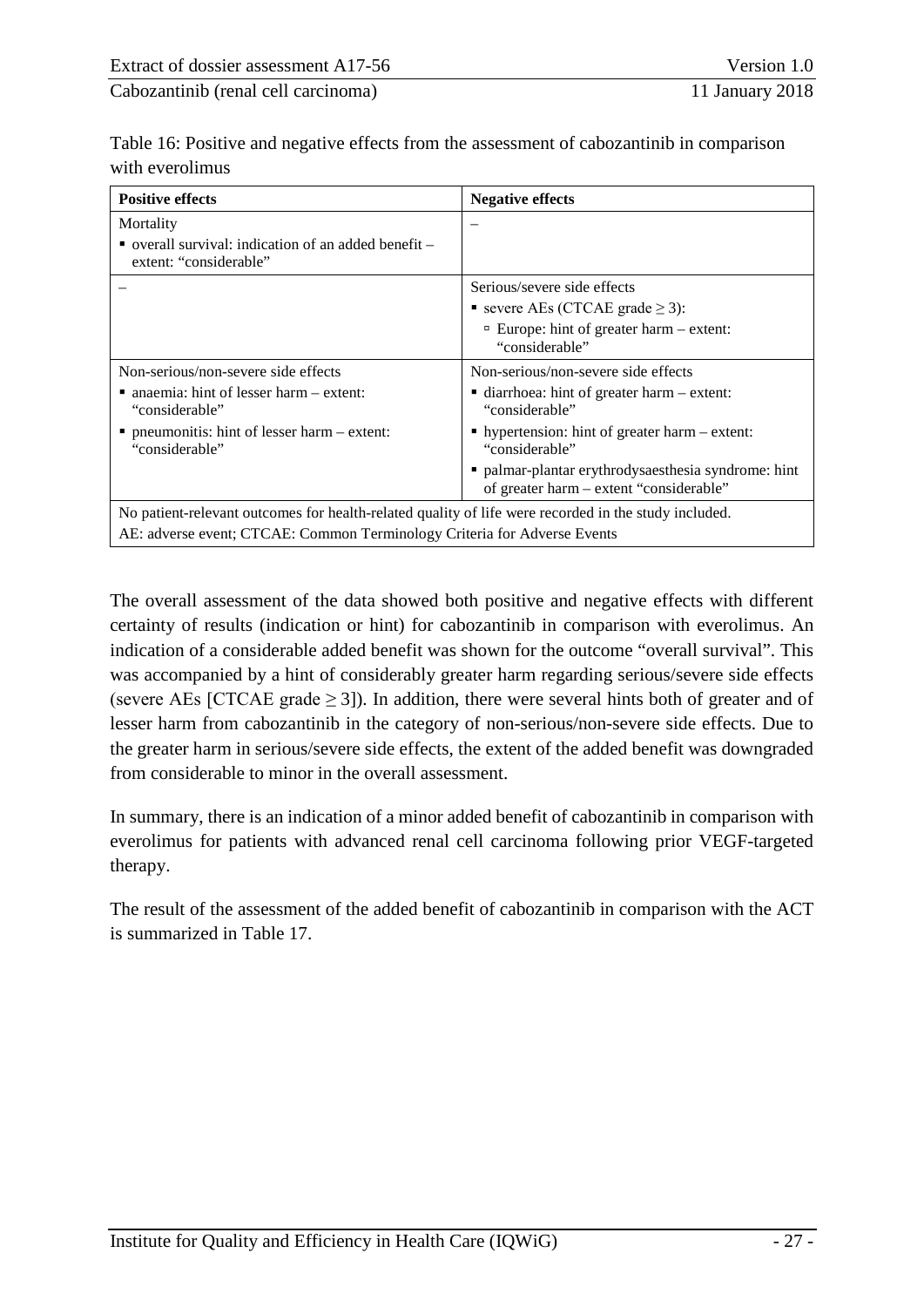Table 16: Positive and negative effects from the assessment of cabozantinib in comparison with everolimus

| Positive effects | Negative effects |
|---|---|
| Mortality<br>▪ overall survival: indication of an added benefit – extent: “considerable” | – |
| – | Serious/severe side effects<br>▪ severe AEs (CTCAE grade $\geq 3$):<br>▫ Europe: hint of greater harm – extent: “considerable” |
| Non-serious/non-severe side effects<br>▪ anaemia: hint of lesser harm – extent: “considerable”<br>▪ pneumonitis: hint of lesser harm – extent: “considerable” | Non-serious/non-severe side effects<br>▪ diarrhoea: hint of greater harm – extent: “considerable”<br>▪ hypertension: hint of greater harm – extent: “considerable”<br>▪ palmar-plantar erythrodysaesthesia syndrome: hint of greater harm – extent “considerable” |
| No patient-relevant outcomes for health-related quality of life were recorded in the study included. | |
| AE: adverse event; CTCAE: Common Terminology Criteria for Adverse Events | |

The overall assessment of the data showed both positive and negative effects with different certainty of results (indication or hint) for cabozantinib in comparison with everolimus. An indication of a considerable added benefit was shown for the outcome “overall survival”. This was accompanied by a hint of considerably greater harm regarding serious/severe side effects (severe AEs [CTCAE grade $\geq 3$]). In addition, there were several hints both of greater and of lesser harm from cabozantinib in the category of non-serious/non-severe side effects. Due to the greater harm in serious/severe side effects, the extent of the added benefit was downgraded from considerable to minor in the overall assessment.

In summary, there is an indication of a minor added benefit of cabozantinib in comparison with everolimus for patients with advanced renal cell carcinoma following prior VEGF-targeted therapy.

The result of the assessment of the added benefit of cabozantinib in comparison with the ACT is summarized in Table 17.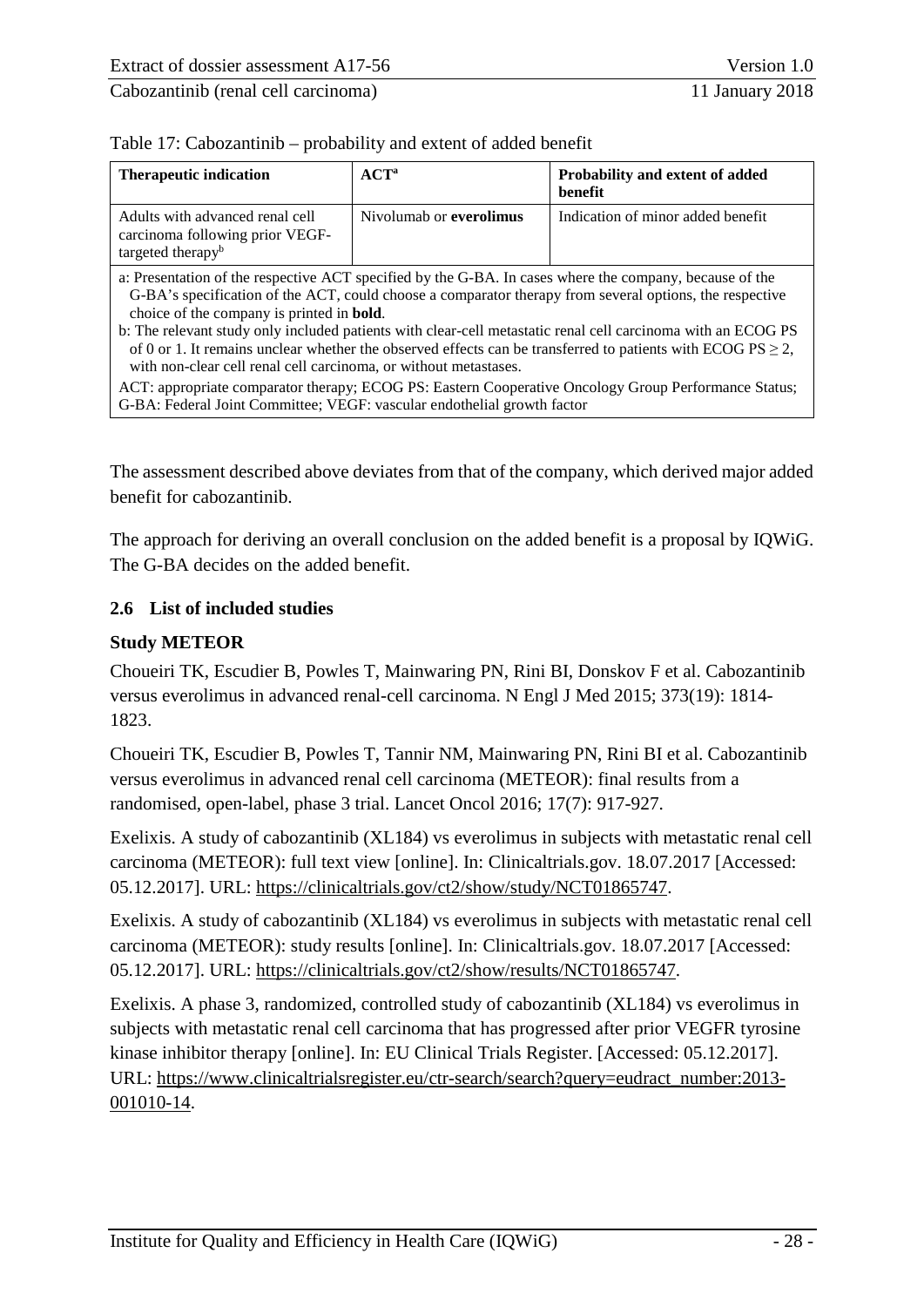Table 17: Cabozantinib – probability and extent of added benefit

| Therapeutic indication | ACT[a] | Probability and extent of added benefit |
| --- | --- | --- |
| Adults with advanced renal cell carcinoma following prior VEGF-targeted therapy[b] | Nivolumab or **everolimus** | Indication of minor added benefit |

a: Presentation of the respective ACT specified by the G-BA. In cases where the company, because of the G-BA's specification of the ACT, could choose a comparator therapy from several options, the respective choice of the company is printed in **bold**.
b: The relevant study only included patients with clear-cell metastatic renal cell carcinoma with an ECOG PS of 0 or 1. It remains unclear whether the observed effects can be transferred to patients with ECOG PS $\geq 2$, with non-clear cell renal cell carcinoma, or without metastases.
ACT: appropriate comparator therapy; ECOG PS: Eastern Cooperative Oncology Group Performance Status; G-BA: Federal Joint Committee; VEGF: vascular endothelial growth factor

The assessment described above deviates from that of the company, which derived major added benefit for cabozantinib.

The approach for deriving an overall conclusion on the added benefit is a proposal by IQWiG. The G-BA decides on the added benefit.

## 2.6 List of included studies

### Study METEOR

Choueiri TK, Escudier B, Powles T, Mainwaring PN, Rini BI, Donskov F et al. Cabozantinib versus everolimus in advanced renal-cell carcinoma. N Engl J Med 2015; 373(19): 1814-1823.

Choueiri TK, Escudier B, Powles T, Tannir NM, Mainwaring PN, Rini BI et al. Cabozantinib versus everolimus in advanced renal cell carcinoma (METEOR): final results from a randomised, open-label, phase 3 trial. Lancet Oncol 2016; 17(7): 917-927.

Exelixis. A study of cabozantinib (XL184) vs everolimus in subjects with metastatic renal cell carcinoma (METEOR): full text view [online]. In: Clinicaltrials.gov. 18.07.2017 [Accessed: 05.12.2017]. URL: https://clinicaltrials.gov/ct2/show/study/NCT01865747.

Exelixis. A study of cabozantinib (XL184) vs everolimus in subjects with metastatic renal cell carcinoma (METEOR): study results [online]. In: Clinicaltrials.gov. 18.07.2017 [Accessed: 05.12.2017]. URL: https://clinicaltrials.gov/ct2/show/results/NCT01865747.

Exelixis. A phase 3, randomized, controlled study of cabozantinib (XL184) vs everolimus in subjects with metastatic renal cell carcinoma that has progressed after prior VEGFR tyrosine kinase inhibitor therapy [online]. In: EU Clinical Trials Register. [Accessed: 05.12.2017]. URL: https://www.clinicaltrialsregister.eu/ctr-search/search?query=eudract_number:2013-001010-14.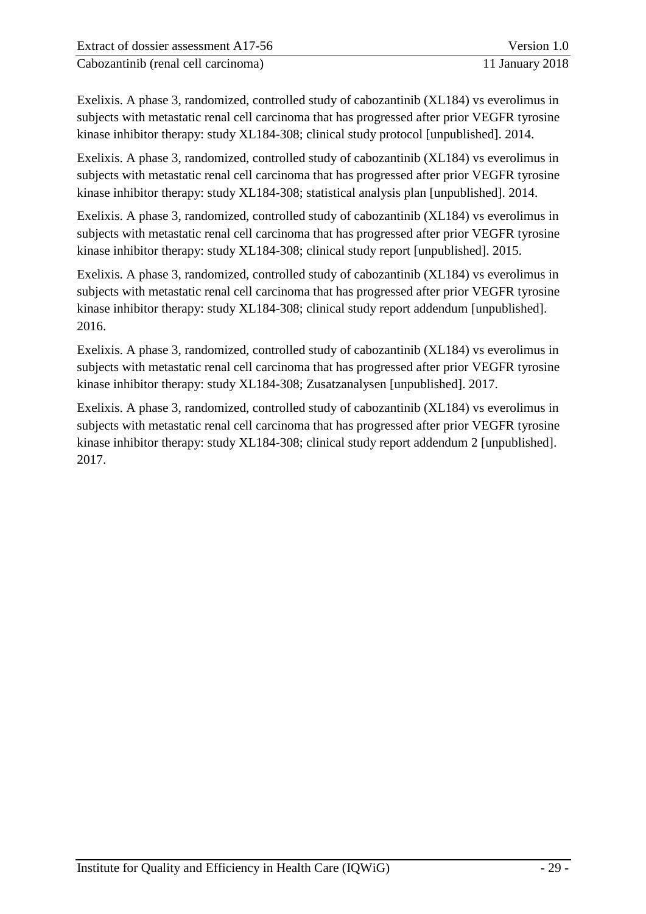Exelixis. A phase 3, randomized, controlled study of cabozantinib (XL184) vs everolimus in subjects with metastatic renal cell carcinoma that has progressed after prior VEGFR tyrosine kinase inhibitor therapy: study XL184-308; clinical study protocol [unpublished]. 2014.

Exelixis. A phase 3, randomized, controlled study of cabozantinib (XL184) vs everolimus in subjects with metastatic renal cell carcinoma that has progressed after prior VEGFR tyrosine kinase inhibitor therapy: study XL184-308; statistical analysis plan [unpublished]. 2014.

Exelixis. A phase 3, randomized, controlled study of cabozantinib (XL184) vs everolimus in subjects with metastatic renal cell carcinoma that has progressed after prior VEGFR tyrosine kinase inhibitor therapy: study XL184-308; clinical study report [unpublished]. 2015.

Exelixis. A phase 3, randomized, controlled study of cabozantinib (XL184) vs everolimus in subjects with metastatic renal cell carcinoma that has progressed after prior VEGFR tyrosine kinase inhibitor therapy: study XL184-308; clinical study report addendum [unpublished]. 2016.

Exelixis. A phase 3, randomized, controlled study of cabozantinib (XL184) vs everolimus in subjects with metastatic renal cell carcinoma that has progressed after prior VEGFR tyrosine kinase inhibitor therapy: study XL184-308; Zusatzanalysen [unpublished]. 2017.

Exelixis. A phase 3, randomized, controlled study of cabozantinib (XL184) vs everolimus in subjects with metastatic renal cell carcinoma that has progressed after prior VEGFR tyrosine kinase inhibitor therapy: study XL184-308; clinical study report addendum 2 [unpublished]. 2017.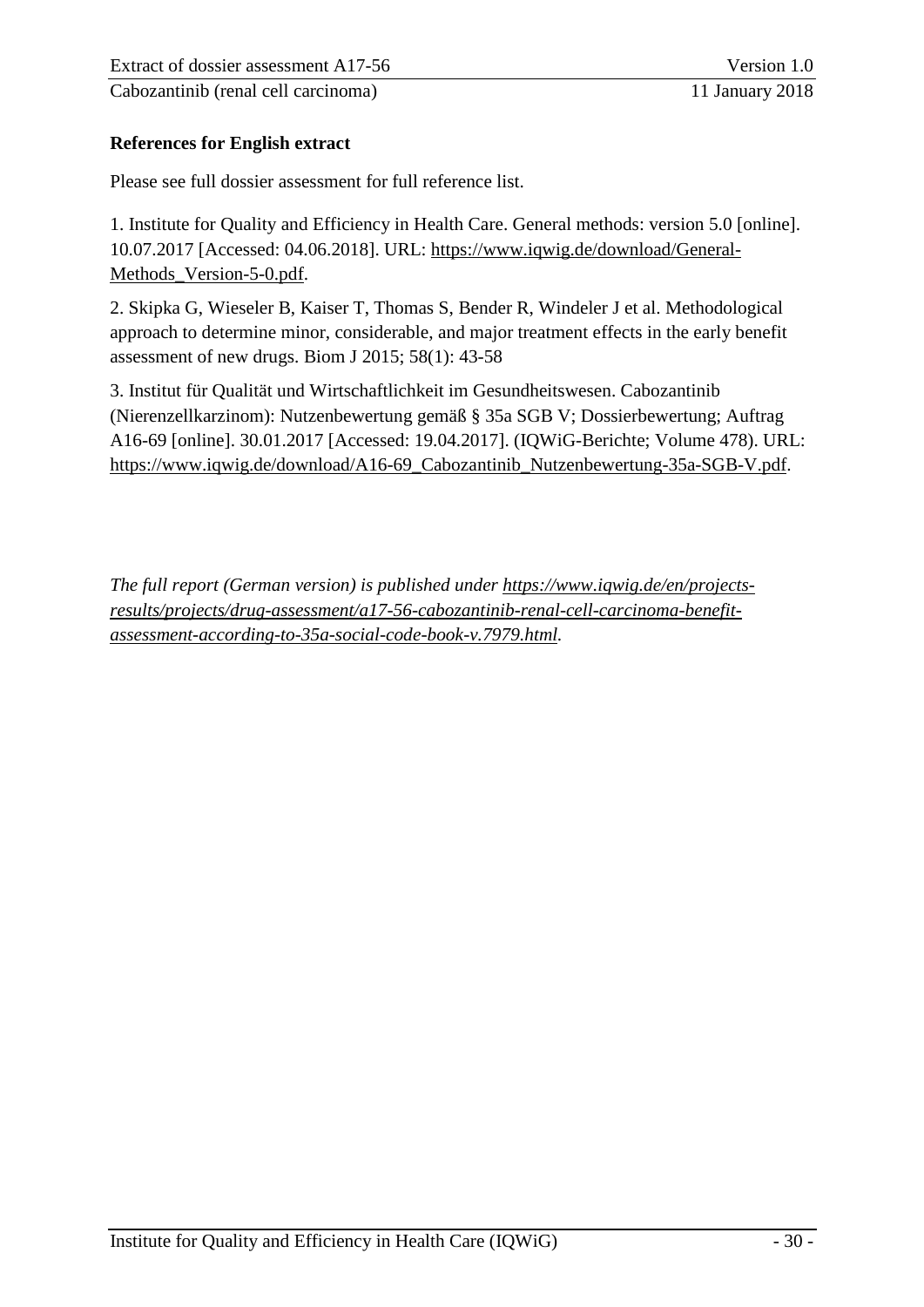**References for English extract**

Please see full dossier assessment for full reference list.

1. Institute for Quality and Efficiency in Health Care. General methods: version 5.0 [online]. 10.07.2017 [Accessed: 04.06.2018]. URL: https://www.iqwig.de/download/General-Methods_Version-5-0.pdf.

2. Skipka G, Wieseler B, Kaiser T, Thomas S, Bender R, Windeler J et al. Methodological approach to determine minor, considerable, and major treatment effects in the early benefit assessment of new drugs. Biom J 2015; 58(1): 43-58

3. Institut für Qualität und Wirtschaftlichkeit im Gesundheitswesen. Cabozantinib (Nierenzellkarzinom): Nutzenbewertung gemäß § 35a SGB V; Dossierbewertung; Auftrag A16-69 [online]. 30.01.2017 [Accessed: 19.04.2017]. (IQWiG-Berichte; Volume 478). URL: https://www.iqwig.de/download/A16-69_Cabozantinib_Nutzenbewertung-35a-SGB-V.pdf.

*The full report (German version) is published under https://www.iqwig.de/en/projects-results/projects/drug-assessment/a17-56-cabozantinib-renal-cell-carcinoma-benefit-assessment-according-to-35a-social-code-book-v.7979.html.*